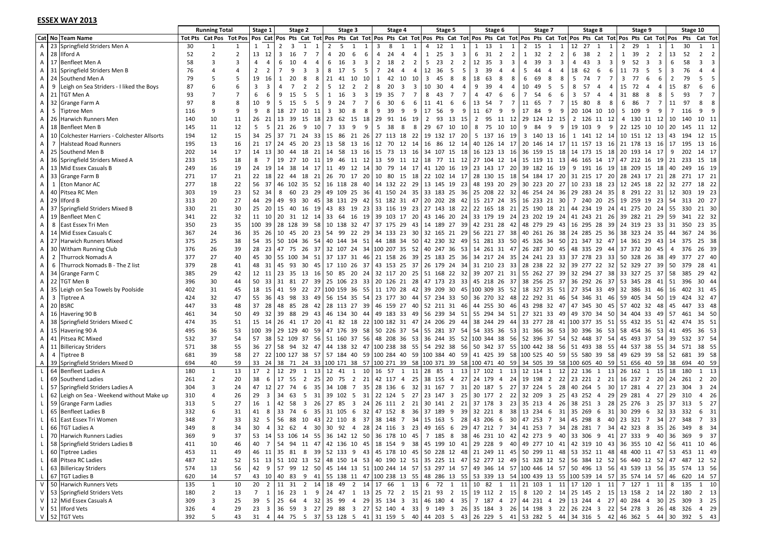# ESSEX WAY 2013

| | | | Running Total | | | Stage 1 | | Stage 2 | | | | Stage 3 | | | | Stage 4 | | | | Stage 5 | | | | Stage 6 | | | | Stage 7 | | | | Stage 8 | | | | Stage 9 | | | | Stage 10 | | |
|---|---|---|---|---|---|---|---|---|---|---|---|---|---|---|---|---|---|---|---|---|---|---|---|---|---|---|---|---|---|---|---|---|---|---|---|---|---|---|---|---|---|---|
| Cat | No | Team Name | Tot Pts | Cat Pos | Tot Pos | Pos | Cat | Pos | Pts | Cat | Tot | Pos | Pts | Cat | Tot | Pos | Pts | Cat | Tot | Pos | Pts | Cat | Tot | Pos | Pts | Cat | Tot | Pos | Pts | Cat | Tot | Pos | Pts | Cat | Tot | Pos | Pts | Cat | Tot | Pos | Pts | Cat | Tot |
| A | 23 | Springfield Striders Men A | 30 | 1 | 1 | 1 | 1 | 2 | 3 | 1 | 1 | 2 | 5 | 1 | 1 | 3 | 8 | 1 | 1 | 4 | 12 | 1 | 1 | 1 | 13 | 1 | 1 | 2 | 15 | 1 | 1 | 12 | 27 | 1 | 1 | 2 | 29 | 1 | 1 | 1 | 30 | 1 | 1 |
| A | 28 | Ilford A | 52 | 2 | 2 | 13 | 12 | 3 | 16 | 7 | 7 | 4 | 20 | 6 | 6 | 4 | 24 | 4 | 4 | 1 | 25 | 3 | 3 | 6 | 31 | 2 | 2 | 1 | 32 | 2 | 2 | 6 | 38 | 2 | 2 | 1 | 39 | 2 | 2 | 13 | 52 | 2 | 2 |
| A | 17 | Benfleet Men A | 58 | 3 | 3 | 4 | 4 | 6 | 10 | 4 | 4 | 6 | 16 | 3 | 3 | 2 | 18 | 2 | 2 | 5 | 23 | 2 | 2 | 12 | 35 | 3 | 3 | 4 | 39 | 3 | 3 | 4 | 43 | 3 | 3 | 9 | 52 | 3 | 3 | 6 | 58 | 3 | 3 |
| A | 31 | Springfield Striders Men B | 76 | 4 | 4 | 2 | 2 | 7 | 9 | 3 | 3 | 8 | 17 | 5 | 5 | 7 | 24 | 4 | 4 | 12 | 36 | 5 | 5 | 3 | 39 | 4 | 4 | 5 | 44 | 4 | 4 | 18 | 62 | 6 | 6 | 11 | 73 | 5 | 5 | 3 | 76 | 4 | 4 |
| A | 24 | Southend Men A | 79 | 5 | 5 | 19 | 16 | 1 | 20 | 8 | 8 | 21 | 41 | 10 | 10 | 1 | 42 | 10 | 10 | 3 | 45 | 8 | 8 | 18 | 63 | 8 | 8 | 6 | 69 | 8 | 8 | 5 | 74 | 7 | 7 | 3 | 77 | 6 | 6 | 2 | 79 | 5 | 5 |
| A | 9 | Leigh on Sea Striders - I liked the Boys | 87 | 6 | 6 | 3 | 3 | 4 | 7 | 2 | 2 | 5 | 12 | 2 | 2 | 8 | 20 | 3 | 3 | 10 | 30 | 4 | 4 | 9 | 39 | 4 | 4 | 10 | 49 | 5 | 5 | 8 | 57 | 4 | 4 | 15 | 72 | 4 | 4 | 15 | 87 | 6 | 6 |
| A | 21 | TGT Men A | 93 | 7 | 7 | 6 | 6 | 9 | 15 | 5 | 5 | 1 | 16 | 3 | 3 | 19 | 35 | 7 | 7 | 8 | 43 | 7 | 7 | 4 | 47 | 6 | 6 | 7 | 54 | 6 | 6 | 3 | 57 | 4 | 4 | 31 | 88 | 8 | 8 | 5 | 93 | 7 | 7 |
| A | 32 | Grange Farm A | 97 | 8 | 8 | 10 | 9 | 5 | 15 | 5 | 5 | 9 | 24 | 7 | 7 | 6 | 30 | 6 | 6 | 11 | 41 | 6 | 6 | 13 | 54 | 7 | 7 | 11 | 65 | 7 | 7 | 15 | 80 | 8 | 8 | 6 | 86 | 7 | 7 | 11 | 97 | 8 | 8 |
| A | 5 | Tiptree Men | 116 | 9 | 9 | 9 | 8 | 18 | 27 | 10 | 11 | 3 | 30 | 8 | 8 | 9 | 39 | 9 | 9 | 17 | 56 | 9 | 9 | 11 | 67 | 9 | 9 | 17 | 84 | 9 | 9 | 20 | 104 | 10 | 10 | 5 | 109 | 9 | 9 | 7 | 116 | 9 | 9 |
| A | 26 | Harwich Runners Men | 140 | 10 | 11 | 26 | 21 | 13 | 39 | 15 | 18 | 23 | 62 | 15 | 18 | 29 | 91 | 16 | 19 | 2 | 93 | 13 | 15 | 2 | 95 | 11 | 12 | 29 | 124 | 12 | 15 | 2 | 126 | 11 | 12 | 4 | 130 | 11 | 12 | 10 | 140 | 10 | 11 |
| A | 18 | Benfleet Men B | 145 | 11 | 12 | 5 | 5 | 21 | 26 | 9 | 10 | 7 | 33 | 9 | 9 | 5 | 38 | 8 | 8 | 29 | 67 | 10 | 10 | 8 | 75 | 10 | 10 | 9 | 84 | 9 | 9 | 19 | 103 | 9 | 9 | 22 | 125 | 10 | 10 | 20 | 145 | 11 | 12 |
| A | 10 | Colchester Harriers - Colchester Allsorts | 194 | 12 | 15 | 34 | 25 | 37 | 71 | 24 | 33 | 15 | 86 | 21 | 26 | 27 | 113 | 18 | 22 | 19 | 132 | 17 | 20 | 5 | 137 | 16 | 19 | 3 | 140 | 13 | 16 | 1 | 141 | 12 | 14 | 10 | 151 | 12 | 13 | 43 | 194 | 12 | 15 |
| A | 7 | Halstead Road Runners | 195 | 13 | 16 | 21 | 17 | 24 | 45 | 20 | 23 | 13 | 58 | 13 | 16 | 12 | 70 | 12 | 14 | 16 | 86 | 12 | 14 | 40 | 126 | 14 | 17 | 20 | 146 | 14 | 17 | 11 | 157 | 13 | 16 | 21 | 178 | 13 | 16 | 17 | 195 | 13 | 16 |
| A | 25 | Southend Men B | 202 | 14 | 17 | 14 | 13 | 30 | 44 | 18 | 21 | 14 | 58 | 13 | 16 | 15 | 73 | 13 | 16 | 34 | 107 | 15 | 18 | 16 | 123 | 13 | 16 | 36 | 159 | 15 | 18 | 14 | 173 | 15 | 18 | 20 | 193 | 14 | 17 | 9 | 202 | 14 | 17 |
| A | 36 | Springfield Striders Mixed A | 233 | 15 | 18 | 8 | 7 | 19 | 27 | 10 | 11 | 19 | 46 | 11 | 12 | 13 | 59 | 11 | 12 | 18 | 77 | 11 | 12 | 27 | 104 | 12 | 14 | 15 | 119 | 11 | 13 | 46 | 165 | 14 | 17 | 47 | 212 | 16 | 19 | 21 | 233 | 15 | 18 |
| A | 13 | Mid Essex Casuals B | 249 | 16 | 19 | 24 | 19 | 14 | 38 | 14 | 17 | 11 | 49 | 12 | 14 | 30 | 79 | 14 | 17 | 41 | 120 | 16 | 19 | 23 | 143 | 17 | 20 | 39 | 182 | 16 | 19 | 9 | 191 | 16 | 19 | 18 | 209 | 15 | 18 | 40 | 249 | 16 | 19 |
| A | 33 | Grange Farm B | 271 | 17 | 21 | 22 | 18 | 22 | 44 | 18 | 21 | 26 | 70 | 17 | 20 | 10 | 80 | 15 | 18 | 22 | 102 | 14 | 17 | 28 | 130 | 15 | 18 | 54 | 184 | 17 | 20 | 31 | 215 | 17 | 20 | 28 | 243 | 17 | 21 | 28 | 271 | 17 | 21 |
| A | 1 | Eton Manor AC | 277 | 18 | 22 | 56 | 37 | 46 | 102 | 35 | 52 | 16 | 118 | 28 | 40 | 14 | 132 | 22 | 29 | 13 | 145 | 19 | 23 | 48 | 193 | 20 | 29 | 30 | 223 | 20 | 27 | 10 | 233 | 18 | 23 | 12 | 245 | 18 | 22 | 32 | 277 | 18 | 22 |
| A | 40 | Pitsea RC Men | 303 | 19 | 23 | 52 | 34 | 8 | 60 | 23 | 29 | 49 | 109 | 25 | 36 | 41 | 150 | 24 | 35 | 33 | 183 | 25 | 36 | 25 | 208 | 22 | 32 | 46 | 254 | 24 | 36 | 29 | 283 | 24 | 35 | 8 | 291 | 22 | 31 | 12 | 303 | 19 | 23 |
| A | 29 | Ilford B | 313 | 20 | 27 | 44 | 29 | 49 | 93 | 30 | 45 | 38 | 131 | 29 | 42 | 51 | 182 | 31 | 47 | 20 | 202 | 28 | 42 | 15 | 217 | 24 | 35 | 16 | 233 | 21 | 30 | 7 | 240 | 20 | 25 | 19 | 259 | 19 | 23 | 54 | 313 | 20 | 27 |
| A | 37 | Springfield Striders Mixed B | 330 | 21 | 30 | 25 | 20 | 15 | 40 | 16 | 19 | 43 | 83 | 19 | 23 | 33 | 116 | 19 | 23 | 27 | 143 | 18 | 22 | 22 | 165 | 18 | 21 | 25 | 190 | 18 | 21 | 44 | 234 | 19 | 24 | 41 | 275 | 20 | 24 | 55 | 330 | 21 | 30 |
| A | 19 | Benfleet Men C | 341 | 22 | 32 | 11 | 10 | 20 | 31 | 12 | 14 | 33 | 64 | 16 | 19 | 39 | 103 | 17 | 20 | 43 | 146 | 20 | 24 | 33 | 179 | 19 | 24 | 23 | 202 | 19 | 24 | 41 | 243 | 21 | 26 | 39 | 282 | 21 | 29 | 59 | 341 | 22 | 32 |
| A | 8 | East Essex Tri Men | 350 | 23 | 35 | 100 | 39 | 28 | 128 | 39 | 58 | 10 | 138 | 32 | 47 | 37 | 175 | 29 | 43 | 14 | 189 | 27 | 39 | 42 | 231 | 28 | 42 | 48 | 279 | 29 | 43 | 16 | 295 | 28 | 39 | 24 | 319 | 23 | 33 | 31 | 350 | 23 | 35 |
| A | 14 | Mid Essex Casuals C | 367 | 24 | 36 | 35 | 26 | 10 | 45 | 20 | 23 | 54 | 99 | 22 | 29 | 34 | 133 | 23 | 30 | 32 | 165 | 21 | 29 | 56 | 221 | 27 | 38 | 40 | 261 | 26 | 38 | 24 | 285 | 25 | 36 | 38 | 323 | 24 | 35 | 44 | 367 | 24 | 36 |
| A | 27 | Harwich Runners Mixed | 375 | 25 | 38 | 54 | 35 | 50 | 104 | 36 | 54 | 40 | 144 | 34 | 51 | 44 | 188 | 34 | 50 | 42 | 230 | 32 | 49 | 51 | 281 | 33 | 50 | 45 | 326 | 34 | 50 | 21 | 347 | 32 | 47 | 14 | 361 | 29 | 43 | 14 | 375 | 25 | 38 |
| A | 30 | Witham Running Club | 376 | 26 | 39 | 28 | 23 | 47 | 75 | 26 | 37 | 32 | 107 | 24 | 34 | 100 | 207 | 35 | 52 | 40 | 247 | 36 | 53 | 14 | 261 | 31 | 47 | 26 | 287 | 30 | 45 | 48 | 335 | 29 | 44 | 37 | 372 | 30 | 45 | 4 | 376 | 26 | 39 |
| A | 2 | Thurrock Nomads A | 377 | 27 | 40 | 45 | 30 | 55 | 100 | 34 | 51 | 37 | 137 | 31 | 46 | 21 | 158 | 26 | 39 | 25 | 183 | 25 | 36 | 34 | 217 | 24 | 35 | 24 | 241 | 23 | 33 | 37 | 278 | 23 | 33 | 50 | 328 | 26 | 38 | 49 | 377 | 27 | 40 |
| A | 6 | Thurrock Nomads B - The Z list | 379 | 28 | 41 | 48 | 31 | 45 | 93 | 30 | 45 | 17 | 110 | 26 | 37 | 43 | 153 | 25 | 37 | 26 | 179 | 24 | 34 | 31 | 210 | 23 | 33 | 28 | 238 | 22 | 32 | 39 | 277 | 22 | 32 | 52 | 329 | 27 | 39 | 50 | 379 | 28 | 41 |
| A | 34 | Grange Farm C | 385 | 29 | 42 | 12 | 11 | 23 | 35 | 13 | 16 | 50 | 85 | 20 | 24 | 32 | 117 | 20 | 25 | 51 | 168 | 22 | 32 | 39 | 207 | 21 | 31 | 55 | 262 | 27 | 39 | 32 | 294 | 27 | 38 | 33 | 327 | 25 | 37 | 58 | 385 | 29 | 42 |
| A | 22 | TGT Men B | 396 | 30 | 44 | 50 | 33 | 31 | 81 | 27 | 39 | 25 | 106 | 23 | 33 | 20 | 126 | 21 | 28 | 47 | 173 | 23 | 33 | 45 | 218 | 26 | 37 | 38 | 256 | 25 | 37 | 36 | 292 | 26 | 37 | 53 | 345 | 28 | 41 | 51 | 396 | 30 | 44 |
| A | 35 | Leigh on Sea Towels by Poolside | 402 | 31 | 45 | 18 | 15 | 41 | 59 | 22 | 27 | 100 | 159 | 36 | 55 | 11 | 170 | 28 | 42 | 39 | 209 | 30 | 45 | 100 | 309 | 35 | 52 | 18 | 327 | 35 | 51 | 27 | 354 | 33 | 49 | 32 | 386 | 31 | 46 | 16 | 402 | 31 | 45 |
| A | 3 | Tiptree A | 424 | 32 | 47 | 55 | 36 | 43 | 98 | 33 | 49 | 56 | 154 | 35 | 54 | 23 | 177 | 30 | 44 | 57 | 234 | 33 | 50 | 36 | 270 | 32 | 48 | 22 | 292 | 31 | 46 | 54 | 346 | 31 | 46 | 59 | 405 | 34 | 50 | 19 | 424 | 32 | 47 |
| A | 20 | BSRC | 447 | 33 | 48 | 37 | 28 | 48 | 85 | 28 | 42 | 28 | 113 | 27 | 39 | 46 | 159 | 27 | 40 | 52 | 211 | 31 | 46 | 44 | 255 | 30 | 46 | 43 | 298 | 32 | 47 | 47 | 345 | 30 | 45 | 57 | 402 | 32 | 48 | 45 | 447 | 33 | 48 |
| A | 16 | Havering 90 B | 461 | 34 | 50 | 49 | 32 | 39 | 88 | 29 | 43 | 46 | 134 | 30 | 44 | 49 | 183 | 33 | 49 | 56 | 239 | 34 | 51 | 55 | 294 | 34 | 51 | 27 | 321 | 33 | 49 | 49 | 370 | 34 | 50 | 34 | 404 | 33 | 49 | 57 | 461 | 34 | 50 |
| A | 38 | Springfield Striders Mixed C | 474 | 35 | 51 | 15 | 14 | 26 | 41 | 17 | 20 | 41 | 82 | 18 | 22 | 100 | 182 | 31 | 47 | 24 | 206 | 29 | 44 | 38 | 244 | 29 | 44 | 33 | 277 | 28 | 41 | 100 | 377 | 35 | 51 | 55 | 432 | 35 | 51 | 42 | 474 | 35 | 51 |
| A | 15 | Havering 90 A | 495 | 36 | 53 | 100 | 39 | 29 | 129 | 40 | 59 | 47 | 176 | 39 | 58 | 50 | 226 | 37 | 54 | 55 | 281 | 37 | 54 | 54 | 335 | 36 | 53 | 31 | 366 | 36 | 53 | 30 | 396 | 36 | 53 | 58 | 454 | 36 | 53 | 41 | 495 | 36 | 53 |
| A | 41 | Pitsea RC Mixed | 532 | 37 | 54 | 57 | 38 | 52 | 109 | 37 | 56 | 51 | 160 | 37 | 56 | 48 | 208 | 36 | 53 | 36 | 244 | 35 | 52 | 100 | 344 | 38 | 56 | 52 | 396 | 37 | 54 | 52 | 448 | 37 | 54 | 45 | 493 | 37 | 54 | 39 | 532 | 37 | 54 |
| A | 11 | Billericay Striders | 571 | 38 | 55 | 36 | 27 | 58 | 94 | 32 | 47 | 44 | 138 | 32 | 47 | 100 | 238 | 38 | 55 | 54 | 292 | 38 | 56 | 50 | 342 | 37 | 55 | 100 | 442 | 38 | 56 | 51 | 493 | 38 | 55 | 44 | 537 | 38 | 55 | 34 | 571 | 38 | 55 |
| A | 4 | Tiptree B | 681 | 39 | 58 | 27 | 22 | 100 | 127 | 38 | 57 | 57 | 184 | 40 | 59 | 100 | 284 | 40 | 59 | 100 | 384 | 40 | 59 | 41 | 425 | 39 | 58 | 100 | 525 | 40 | 59 | 55 | 580 | 39 | 58 | 49 | 629 | 39 | 58 | 52 | 681 | 39 | 58 |
| A | 39 | Springfield Striders Mixed D | 694 | 40 | 59 | 33 | 24 | 38 | 71 | 24 | 33 | 100 | 171 | 38 | 57 | 100 | 271 | 39 | 58 | 100 | 371 | 39 | 58 | 100 | 471 | 40 | 59 | 34 | 505 | 39 | 58 | 100 | 605 | 40 | 59 | 51 | 656 | 40 | 59 | 38 | 694 | 40 | 59 |
| L | 64 | Benfleet Ladies A | 180 | 1 | 13 | 17 | 2 | 12 | 29 | 1 | 13 | 12 | 41 | 1 | 10 | 16 | 57 | 1 | 11 | 28 | 85 | 1 | 13 | 17 | 102 | 1 | 13 | 12 | 114 | 1 | 12 | 22 | 136 | 1 | 13 | 26 | 162 | 1 | 15 | 18 | 180 | 1 | 13 |
| L | 69 | Southend Ladies | 261 | 2 | 20 | 38 | 6 | 17 | 55 | 2 | 25 | 20 | 75 | 2 | 21 | 42 | 117 | 4 | 25 | 38 | 155 | 4 | 27 | 24 | 179 | 4 | 24 | 19 | 198 | 2 | 22 | 23 | 221 | 2 | 21 | 16 | 237 | 2 | 20 | 24 | 261 | 2 | 20 |
| L | 57 | Springfield Striders Ladies A | 304 | 3 | 24 | 47 | 12 | 27 | 74 | 6 | 35 | 34 | 108 | 7 | 35 | 28 | 136 | 6 | 32 | 31 | 167 | 7 | 31 | 20 | 187 | 5 | 27 | 37 | 224 | 5 | 28 | 40 | 264 | 5 | 30 | 17 | 281 | 4 | 27 | 23 | 304 | 3 | 24 |
| L | 62 | Leigh on Sea - Weekend without Make up | 310 | 4 | 26 | 29 | 3 | 34 | 63 | 5 | 31 | 39 | 102 | 5 | 31 | 22 | 124 | 5 | 27 | 23 | 147 | 3 | 25 | 30 | 177 | 2 | 22 | 32 | 209 | 3 | 25 | 43 | 252 | 4 | 29 | 29 | 281 | 4 | 27 | 29 | 310 | 4 | 26 |
| L | 59 | Grange Farm Ladies | 313 | 5 | 27 | 16 | 1 | 42 | 58 | 3 | 26 | 27 | 85 | 3 | 24 | 26 | 111 | 2 | 21 | 30 | 141 | 2 | 21 | 37 | 178 | 3 | 23 | 35 | 213 | 4 | 26 | 38 | 251 | 3 | 28 | 25 | 276 | 3 | 25 | 37 | 313 | 5 | 27 |
| L | 65 | Benfleet Ladies B | 332 | 6 | 31 | 41 | 8 | 33 | 74 | 6 | 35 | 31 | 105 | 6 | 32 | 47 | 152 | 8 | 36 | 37 | 189 | 9 | 39 | 32 | 221 | 8 | 38 | 13 | 234 | 6 | 31 | 35 | 269 | 6 | 31 | 30 | 299 | 6 | 32 | 33 | 332 | 6 | 31 |
| L | 61 | East Essex Tri Women | 348 | 7 | 33 | 32 | 5 | 56 | 88 | 10 | 43 | 22 | 110 | 8 | 37 | 38 | 148 | 7 | 34 | 15 | 163 | 5 | 28 | 43 | 206 | 6 | 30 | 47 | 253 | 7 | 34 | 45 | 298 | 8 | 40 | 23 | 321 | 7 | 34 | 27 | 348 | 7 | 33 |
| L | 66 | TGT Ladies A | 349 | 8 | 34 | 30 | 4 | 32 | 62 | 4 | 30 | 30 | 92 | 4 | 28 | 24 | 116 | 3 | 23 | 49 | 165 | 6 | 29 | 47 | 212 | 7 | 34 | 41 | 253 | 7 | 34 | 28 | 281 | 7 | 34 | 42 | 323 | 8 | 35 | 26 | 349 | 8 | 34 |
| L | 70 | Harwich Runners Ladies | 369 | 9 | 37 | 53 | 14 | 53 | 106 | 14 | 55 | 36 | 142 | 12 | 50 | 36 | 178 | 10 | 45 | 7 | 185 | 8 | 38 | 46 | 231 | 10 | 42 | 42 | 273 | 9 | 40 | 33 | 306 | 9 | 41 | 27 | 333 | 9 | 40 | 36 | 369 | 9 | 37 |
| L | 58 | Springfield Striders Ladies B | 411 | 10 | 46 | 40 | 7 | 54 | 94 | 11 | 47 | 42 | 136 | 10 | 45 | 18 | 154 | 9 | 38 | 45 | 199 | 10 | 41 | 29 | 228 | 9 | 40 | 49 | 277 | 10 | 41 | 42 | 319 | 10 | 43 | 36 | 355 | 10 | 42 | 56 | 411 | 10 | 46 |
| L | 60 | Tiptree Ladies | 453 | 11 | 49 | 46 | 11 | 35 | 81 | 8 | 39 | 52 | 133 | 9 | 43 | 45 | 178 | 10 | 45 | 50 | 228 | 12 | 48 | 21 | 249 | 11 | 45 | 50 | 299 | 11 | 48 | 53 | 352 | 11 | 48 | 48 | 400 | 11 | 47 | 53 | 453 | 11 | 49 |
| L | 68 | Pitsea RC Ladies | 487 | 12 | 52 | 51 | 13 | 51 | 102 | 13 | 52 | 48 | 150 | 14 | 53 | 40 | 190 | 12 | 51 | 35 | 225 | 11 | 47 | 52 | 277 | 12 | 49 | 51 | 328 | 12 | 52 | 56 | 384 | 12 | 52 | 56 | 440 | 12 | 52 | 47 | 487 | 12 | 52 |
| L | 63 | Billericay Striders | 574 | 13 | 56 | 42 | 9 | 57 | 99 | 12 | 50 | 45 | 144 | 13 | 51 | 100 | 244 | 14 | 57 | 53 | 297 | 14 | 57 | 49 | 346 | 14 | 57 | 100 | 446 | 14 | 57 | 50 | 496 | 13 | 56 | 43 | 539 | 13 | 56 | 35 | 574 | 13 | 56 |
| L | 67 | TGT Ladies B | 620 | 14 | 57 | 43 | 10 | 40 | 83 | 9 | 41 | 55 | 138 | 11 | 47 | 100 | 238 | 13 | 55 | 48 | 286 | 13 | 55 | 53 | 339 | 13 | 54 | 100 | 439 | 13 | 55 | 100 | 539 | 14 | 57 | 35 | 574 | 14 | 57 | 46 | 620 | 14 | 57 |
| V | 50 | Harwich Runners Vets | 135 | 1 | 10 | 20 | 2 | 11 | 31 | 2 | 14 | 18 | 49 | 2 | 14 | 17 | 66 | 1 | 13 | 6 | 72 | 1 | 11 | 10 | 82 | 1 | 11 | 21 | 103 | 1 | 11 | 17 | 120 | 1 | 11 | 7 | 127 | 1 | 11 | 8 | 135 | 1 | 10 |
| V | 53 | Springfield Striders Vets | 180 | 2 | 13 | 7 | 1 | 16 | 23 | 1 | 9 | 24 | 47 | 1 | 13 | 25 | 72 | 2 | 15 | 21 | 93 | 2 | 15 | 19 | 112 | 2 | 15 | 8 | 120 | 2 | 14 | 25 | 145 | 2 | 15 | 13 | 158 | 2 | 14 | 22 | 180 | 2 | 13 |
| V | 12 | Mid Essex Casuals A | 309 | 3 | 25 | 39 | 5 | 25 | 64 | 4 | 32 | 35 | 99 | 4 | 29 | 35 | 134 | 3 | 31 | 46 | 180 | 4 | 35 | 7 | 187 | 4 | 27 | 44 | 231 | 4 | 29 | 13 | 244 | 4 | 27 | 40 | 284 | 4 | 30 | 25 | 309 | 3 | 25 |
| V | 51 | Ilford Vets | 326 | 4 | 29 | 23 | 3 | 36 | 59 | 3 | 27 | 29 | 88 | 3 | 27 | 52 | 140 | 4 | 33 | 9 | 149 | 3 | 26 | 35 | 184 | 3 | 26 | 14 | 198 | 3 | 22 | 26 | 224 | 3 | 22 | 54 | 278 | 3 | 26 | 48 | 326 | 4 | 29 |
| V | 52 | TGT Vets | 392 | 5 | 43 | 31 | 4 | 44 | 75 | 5 | 37 | 53 | 128 | 5 | 41 | 31 | 159 | 5 | 40 | 44 | 203 | 5 | 43 | 26 | 229 | 5 | 41 | 53 | 282 | 5 | 44 | 34 | 316 | 5 | 42 | 46 | 362 | 5 | 44 | 30 | 392 | 5 | 43 |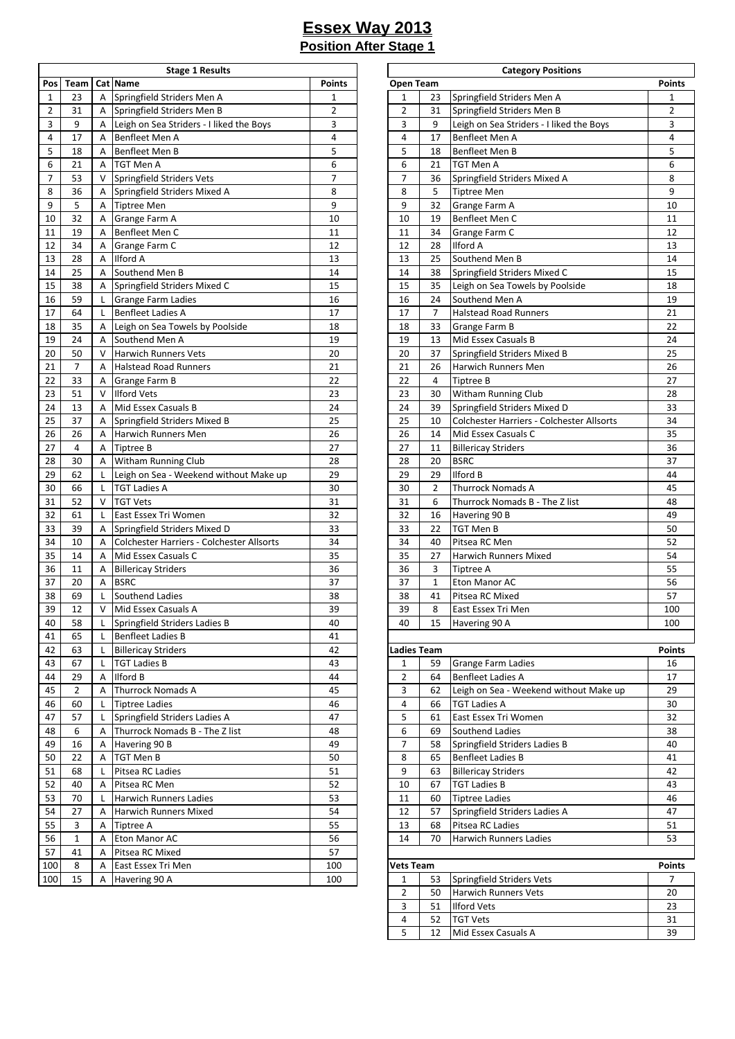# Essex Way 2013

## Position After Stage 1

| Stage 1 Results | | | | |
|---|---|---|---|---|
| Pos | Team | Cat | Name | Points |
| 1 | 23 | A | Springfield Striders Men A | 1 |
| 2 | 31 | A | Springfield Striders Men B | 2 |
| 3 | 9 | A | Leigh on Sea Striders - I liked the Boys | 3 |
| 4 | 17 | A | Benfleet Men A | 4 |
| 5 | 18 | A | Benfleet Men B | 5 |
| 6 | 21 | A | TGT Men A | 6 |
| 7 | 53 | V | Springfield Striders Vets | 7 |
| 8 | 36 | A | Springfield Striders Mixed A | 8 |
| 9 | 5 | A | Tiptree Men | 9 |
| 10 | 32 | A | Grange Farm A | 10 |
| 11 | 19 | A | Benfleet Men C | 11 |
| 12 | 34 | A | Grange Farm C | 12 |
| 13 | 28 | A | Ilford A | 13 |
| 14 | 25 | A | Southend Men B | 14 |
| 15 | 38 | A | Springfield Striders Mixed C | 15 |
| 16 | 59 | L | Grange Farm Ladies | 16 |
| 17 | 64 | L | Benfleet Ladies A | 17 |
| 18 | 35 | A | Leigh on Sea Towels by Poolside | 18 |
| 19 | 24 | A | Southend Men A | 19 |
| 20 | 50 | V | Harwich Runners Vets | 20 |
| 21 | 7 | A | Halstead Road Runners | 21 |
| 22 | 33 | A | Grange Farm B | 22 |
| 23 | 51 | V | Ilford Vets | 23 |
| 24 | 13 | A | Mid Essex Casuals B | 24 |
| 25 | 37 | A | Springfield Striders Mixed B | 25 |
| 26 | 26 | A | Harwich Runners Men | 26 |
| 27 | 4 | A | Tiptree B | 27 |
| 28 | 30 | A | Witham Running Club | 28 |
| 29 | 62 | L | Leigh on Sea - Weekend without Make up | 29 |
| 30 | 66 | L | TGT Ladies A | 30 |
| 31 | 52 | V | TGT Vets | 31 |
| 32 | 61 | L | East Essex Tri Women | 32 |
| 33 | 39 | A | Springfield Striders Mixed D | 33 |
| 34 | 10 | A | Colchester Harriers - Colchester Allsorts | 34 |
| 35 | 14 | A | Mid Essex Casuals C | 35 |
| 36 | 11 | A | Billericay Striders | 36 |
| 37 | 20 | A | BSRC | 37 |
| 38 | 69 | L | Southend Ladies | 38 |
| 39 | 12 | V | Mid Essex Casuals A | 39 |
| 40 | 58 | L | Springfield Striders Ladies B | 40 |
| 41 | 65 | L | Benfleet Ladies B | 41 |
| 42 | 63 | L | Billericay Striders | 42 |
| 43 | 67 | L | TGT Ladies B | 43 |
| 44 | 29 | A | Ilford B | 44 |
| 45 | 2 | A | Thurrock Nomads A | 45 |
| 46 | 60 | L | Tiptree Ladies | 46 |
| 47 | 57 | L | Springfield Striders Ladies A | 47 |
| 48 | 6 | A | Thurrock Nomads B - The Z list | 48 |
| 49 | 16 | A | Havering 90 B | 49 |
| 50 | 22 | A | TGT Men B | 50 |
| 51 | 68 | L | Pitsea RC Ladies | 51 |
| 52 | 40 | A | Pitsea RC Men | 52 |
| 53 | 70 | L | Harwich Runners Ladies | 53 |
| 54 | 27 | A | Harwich Runners Mixed | 54 |
| 55 | 3 | A | Tiptree A | 55 |
| 56 | 1 | A | Eton Manor AC | 56 |
| 57 | 41 | A | Pitsea RC Mixed | 57 |
| 100 | 8 | A | East Essex Tri Men | 100 |
| 100 | 15 | A | Havering 90 A | 100 |

| Category Positions | | | |
|---|---|---|---|
| Open Team | | | Points |
| 1 | 23 | Springfield Striders Men A | 1 |
| 2 | 31 | Springfield Striders Men B | 2 |
| 3 | 9 | Leigh on Sea Striders - I liked the Boys | 3 |
| 4 | 17 | Benfleet Men A | 4 |
| 5 | 18 | Benfleet Men B | 5 |
| 6 | 21 | TGT Men A | 6 |
| 7 | 36 | Springfield Striders Mixed A | 8 |
| 8 | 5 | Tiptree Men | 9 |
| 9 | 32 | Grange Farm A | 10 |
| 10 | 19 | Benfleet Men C | 11 |
| 11 | 34 | Grange Farm C | 12 |
| 12 | 28 | Ilford A | 13 |
| 13 | 25 | Southend Men B | 14 |
| 14 | 38 | Springfield Striders Mixed C | 15 |
| 15 | 35 | Leigh on Sea Towels by Poolside | 18 |
| 16 | 24 | Southend Men A | 19 |
| 17 | 7 | Halstead Road Runners | 21 |
| 18 | 33 | Grange Farm B | 22 |
| 19 | 13 | Mid Essex Casuals B | 24 |
| 20 | 37 | Springfield Striders Mixed B | 25 |
| 21 | 26 | Harwich Runners Men | 26 |
| 22 | 4 | Tiptree B | 27 |
| 23 | 30 | Witham Running Club | 28 |
| 24 | 39 | Springfield Striders Mixed D | 33 |
| 25 | 10 | Colchester Harriers - Colchester Allsorts | 34 |
| 26 | 14 | Mid Essex Casuals C | 35 |
| 27 | 11 | Billericay Striders | 36 |
| 28 | 20 | BSRC | 37 |
| 29 | 29 | Ilford B | 44 |
| 30 | 2 | Thurrock Nomads A | 45 |
| 31 | 6 | Thurrock Nomads B - The Z list | 48 |
| 32 | 16 | Havering 90 B | 49 |
| 33 | 22 | TGT Men B | 50 |
| 34 | 40 | Pitsea RC Men | 52 |
| 35 | 27 | Harwich Runners Mixed | 54 |
| 36 | 3 | Tiptree A | 55 |
| 37 | 1 | Eton Manor AC | 56 |
| 38 | 41 | Pitsea RC Mixed | 57 |
| 39 | 8 | East Essex Tri Men | 100 |
| 40 | 15 | Havering 90 A | 100 |
| | | | |
| Ladies Team | | | Points |
| 1 | 59 | Grange Farm Ladies | 16 |
| 2 | 64 | Benfleet Ladies A | 17 |
| 3 | 62 | Leigh on Sea - Weekend without Make up | 29 |
| 4 | 66 | TGT Ladies A | 30 |
| 5 | 61 | East Essex Tri Women | 32 |
| 6 | 69 | Southend Ladies | 38 |
| 7 | 58 | Springfield Striders Ladies B | 40 |
| 8 | 65 | Benfleet Ladies B | 41 |
| 9 | 63 | Billericay Striders | 42 |
| 10 | 67 | TGT Ladies B | 43 |
| 11 | 60 | Tiptree Ladies | 46 |
| 12 | 57 | Springfield Striders Ladies A | 47 |
| 13 | 68 | Pitsea RC Ladies | 51 |
| 14 | 70 | Harwich Runners Ladies | 53 |
| | | | |
| Vets Team | | | Points |
| 1 | 53 | Springfield Striders Vets | 7 |
| 2 | 50 | Harwich Runners Vets | 20 |
| 3 | 51 | Ilford Vets | 23 |
| 4 | 52 | TGT Vets | 31 |
| 5 | 12 | Mid Essex Casuals A | 39 |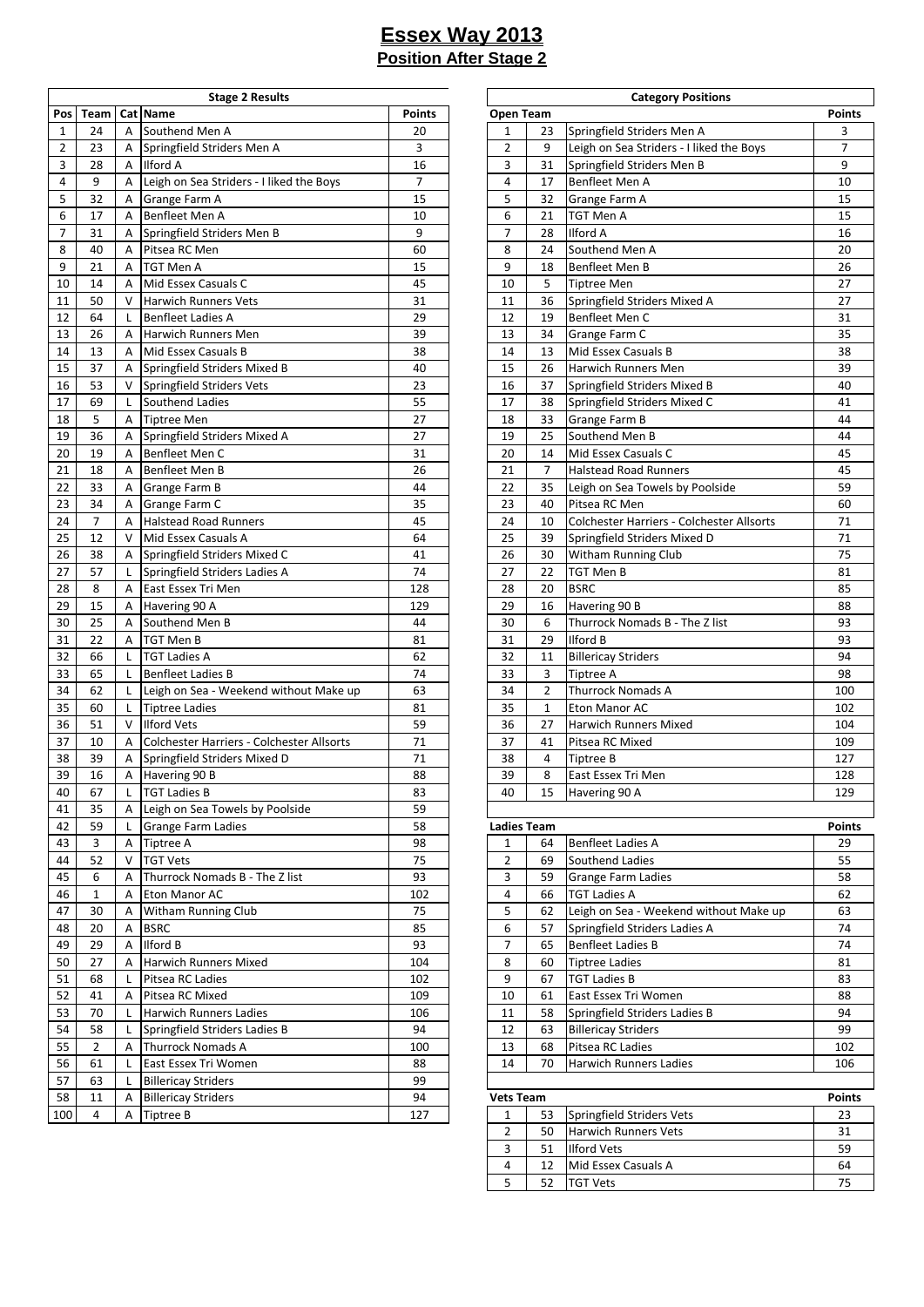# Essex Way 2013

## Position After Stage 2

| Stage 2 Results | | | | |
|---|---|---|---|---|
| **Pos** | **Team** | **Cat** | **Name** | **Points** |
| 1 | 24 | A | Southend Men A | 20 |
| 2 | 23 | A | Springfield Striders Men A | 3 |
| 3 | 28 | A | Ilford A | 16 |
| 4 | 9 | A | Leigh on Sea Striders - I liked the Boys | 7 |
| 5 | 32 | A | Grange Farm A | 15 |
| 6 | 17 | A | Benfleet Men A | 10 |
| 7 | 31 | A | Springfield Striders Men B | 9 |
| 8 | 40 | A | Pitsea RC Men | 60 |
| 9 | 21 | A | TGT Men A | 15 |
| 10 | 14 | A | Mid Essex Casuals C | 45 |
| 11 | 50 | V | Harwich Runners Vets | 31 |
| 12 | 64 | L | Benfleet Ladies A | 29 |
| 13 | 26 | A | Harwich Runners Men | 39 |
| 14 | 13 | A | Mid Essex Casuals B | 38 |
| 15 | 37 | A | Springfield Striders Mixed B | 40 |
| 16 | 53 | V | Springfield Striders Vets | 23 |
| 17 | 69 | L | Southend Ladies | 55 |
| 18 | 5 | A | Tiptree Men | 27 |
| 19 | 36 | A | Springfield Striders Mixed A | 27 |
| 20 | 19 | A | Benfleet Men C | 31 |
| 21 | 18 | A | Benfleet Men B | 26 |
| 22 | 33 | A | Grange Farm B | 44 |
| 23 | 34 | A | Grange Farm C | 35 |
| 24 | 7 | A | Halstead Road Runners | 45 |
| 25 | 12 | V | Mid Essex Casuals A | 64 |
| 26 | 38 | A | Springfield Striders Mixed C | 41 |
| 27 | 57 | L | Springfield Striders Ladies A | 74 |
| 28 | 8 | A | East Essex Tri Men | 128 |
| 29 | 15 | A | Havering 90 A | 129 |
| 30 | 25 | A | Southend Men B | 44 |
| 31 | 22 | A | TGT Men B | 81 |
| 32 | 66 | L | TGT Ladies A | 62 |
| 33 | 65 | L | Benfleet Ladies B | 74 |
| 34 | 62 | L | Leigh on Sea - Weekend without Make up | 63 |
| 35 | 60 | L | Tiptree Ladies | 81 |
| 36 | 51 | V | Ilford Vets | 59 |
| 37 | 10 | A | Colchester Harriers - Colchester Allsorts | 71 |
| 38 | 39 | A | Springfield Striders Mixed D | 71 |
| 39 | 16 | A | Havering 90 B | 88 |
| 40 | 67 | L | TGT Ladies B | 83 |
| 41 | 35 | A | Leigh on Sea Towels by Poolside | 59 |
| 42 | 59 | L | Grange Farm Ladies | 58 |
| 43 | 3 | A | Tiptree A | 98 |
| 44 | 52 | V | TGT Vets | 75 |
| 45 | 6 | A | Thurrock Nomads B - The Z list | 93 |
| 46 | 1 | A | Eton Manor AC | 102 |
| 47 | 30 | A | Witham Running Club | 75 |
| 48 | 20 | A | BSRC | 85 |
| 49 | 29 | A | Ilford B | 93 |
| 50 | 27 | A | Harwich Runners Mixed | 104 |
| 51 | 68 | L | Pitsea RC Ladies | 102 |
| 52 | 41 | A | Pitsea RC Mixed | 109 |
| 53 | 70 | L | Harwich Runners Ladies | 106 |
| 54 | 58 | L | Springfield Striders Ladies B | 94 |
| 55 | 2 | A | Thurrock Nomads A | 100 |
| 56 | 61 | L | East Essex Tri Women | 88 |
| 57 | 63 | L | Billericay Striders | 99 |
| 58 | 11 | A | Billericay Striders | 94 |
| 100 | 4 | A | Tiptree B | 127 |

| Category Positions | | | |
|---|---|---|---|
| **Open Team** | | | **Points** |
| 1 | 23 | Springfield Striders Men A | 3 |
| 2 | 9 | Leigh on Sea Striders - I liked the Boys | 7 |
| 3 | 31 | Springfield Striders Men B | 9 |
| 4 | 17 | Benfleet Men A | 10 |
| 5 | 32 | Grange Farm A | 15 |
| 6 | 21 | TGT Men A | 15 |
| 7 | 28 | Ilford A | 16 |
| 8 | 24 | Southend Men A | 20 |
| 9 | 18 | Benfleet Men B | 26 |
| 10 | 5 | Tiptree Men | 27 |
| 11 | 36 | Springfield Striders Mixed A | 27 |
| 12 | 19 | Benfleet Men C | 31 |
| 13 | 34 | Grange Farm C | 35 |
| 14 | 13 | Mid Essex Casuals B | 38 |
| 15 | 26 | Harwich Runners Men | 39 |
| 16 | 37 | Springfield Striders Mixed B | 40 |
| 17 | 38 | Springfield Striders Mixed C | 41 |
| 18 | 33 | Grange Farm B | 44 |
| 19 | 25 | Southend Men B | 44 |
| 20 | 14 | Mid Essex Casuals C | 45 |
| 21 | 7 | Halstead Road Runners | 45 |
| 22 | 35 | Leigh on Sea Towels by Poolside | 59 |
| 23 | 40 | Pitsea RC Men | 60 |
| 24 | 10 | Colchester Harriers - Colchester Allsorts | 71 |
| 25 | 39 | Springfield Striders Mixed D | 71 |
| 26 | 30 | Witham Running Club | 75 |
| 27 | 22 | TGT Men B | 81 |
| 28 | 20 | BSRC | 85 |
| 29 | 16 | Havering 90 B | 88 |
| 30 | 6 | Thurrock Nomads B - The Z list | 93 |
| 31 | 29 | Ilford B | 93 |
| 32 | 11 | Billericay Striders | 94 |
| 33 | 3 | Tiptree A | 98 |
| 34 | 2 | Thurrock Nomads A | 100 |
| 35 | 1 | Eton Manor AC | 102 |
| 36 | 27 | Harwich Runners Mixed | 104 |
| 37 | 41 | Pitsea RC Mixed | 109 |
| 38 | 4 | Tiptree B | 127 |
| 39 | 8 | East Essex Tri Men | 128 |
| 40 | 15 | Havering 90 A | 129 |
| | | | |
| **Ladies Team** | | | **Points** |
| 1 | 64 | Benfleet Ladies A | 29 |
| 2 | 69 | Southend Ladies | 55 |
| 3 | 59 | Grange Farm Ladies | 58 |
| 4 | 66 | TGT Ladies A | 62 |
| 5 | 62 | Leigh on Sea - Weekend without Make up | 63 |
| 6 | 57 | Springfield Striders Ladies A | 74 |
| 7 | 65 | Benfleet Ladies B | 74 |
| 8 | 60 | Tiptree Ladies | 81 |
| 9 | 67 | TGT Ladies B | 83 |
| 10 | 61 | East Essex Tri Women | 88 |
| 11 | 58 | Springfield Striders Ladies B | 94 |
| 12 | 63 | Billericay Striders | 99 |
| 13 | 68 | Pitsea RC Ladies | 102 |
| 14 | 70 | Harwich Runners Ladies | 106 |
| | | | |
| **Vets Team** | | | **Points** |
| 1 | 53 | Springfield Striders Vets | 23 |
| 2 | 50 | Harwich Runners Vets | 31 |
| 3 | 51 | Ilford Vets | 59 |
| 4 | 12 | Mid Essex Casuals A | 64 |
| 5 | 52 | TGT Vets | 75 |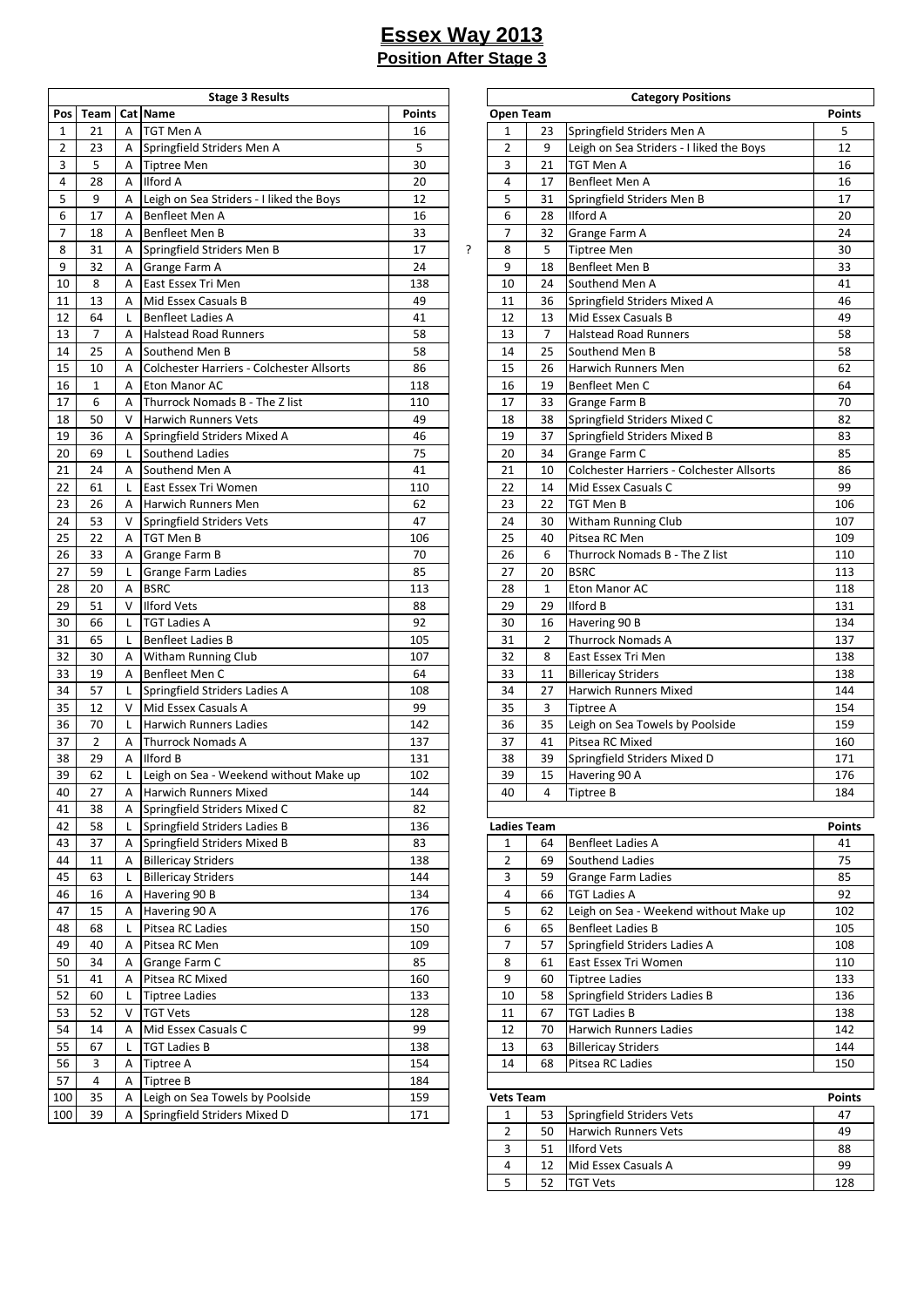# Essex Way 2013

## Position After Stage 3

| Stage 3 Results | | | | |
|---|---|---|---|---|
| **Pos** | **Team** | **Cat** | **Name** | **Points** |
| 1 | 21 | A | TGT Men A | 16 |
| 2 | 23 | A | Springfield Striders Men A | 5 |
| 3 | 5 | A | Tiptree Men | 30 |
| 4 | 28 | A | Ilford A | 20 |
| 5 | 9 | A | Leigh on Sea Striders - I liked the Boys | 12 |
| 6 | 17 | A | Benfleet Men A | 16 |
| 7 | 18 | A | Benfleet Men B | 33 |
| 8 | 31 | A | Springfield Striders Men B | 17 |
| 9 | 32 | A | Grange Farm A | 24 |
| 10 | 8 | A | East Essex Tri Men | 138 |
| 11 | 13 | A | Mid Essex Casuals B | 49 |
| 12 | 64 | L | Benfleet Ladies A | 41 |
| 13 | 7 | A | Halstead Road Runners | 58 |
| 14 | 25 | A | Southend Men B | 58 |
| 15 | 10 | A | Colchester Harriers - Colchester Allsorts | 86 |
| 16 | 1 | A | Eton Manor AC | 118 |
| 17 | 6 | A | Thurrock Nomads B - The Z list | 110 |
| 18 | 50 | V | Harwich Runners Vets | 49 |
| 19 | 36 | A | Springfield Striders Mixed A | 46 |
| 20 | 69 | L | Southend Ladies | 75 |
| 21 | 24 | A | Southend Men A | 41 |
| 22 | 61 | L | East Essex Tri Women | 110 |
| 23 | 26 | A | Harwich Runners Men | 62 |
| 24 | 53 | V | Springfield Striders Vets | 47 |
| 25 | 22 | A | TGT Men B | 106 |
| 26 | 33 | A | Grange Farm B | 70 |
| 27 | 59 | L | Grange Farm Ladies | 85 |
| 28 | 20 | A | BSRC | 113 |
| 29 | 51 | V | Ilford Vets | 88 |
| 30 | 66 | L | TGT Ladies A | 92 |
| 31 | 65 | L | Benfleet Ladies B | 105 |
| 32 | 30 | A | Witham Running Club | 107 |
| 33 | 19 | A | Benfleet Men C | 64 |
| 34 | 57 | L | Springfield Striders Ladies A | 108 |
| 35 | 12 | V | Mid Essex Casuals A | 99 |
| 36 | 70 | L | Harwich Runners Ladies | 142 |
| 37 | 2 | A | Thurrock Nomads A | 137 |
| 38 | 29 | A | Ilford B | 131 |
| 39 | 62 | L | Leigh on Sea - Weekend without Make up | 102 |
| 40 | 27 | A | Harwich Runners Mixed | 144 |
| 41 | 38 | A | Springfield Striders Mixed C | 82 |
| 42 | 58 | L | Springfield Striders Ladies B | 136 |
| 43 | 37 | A | Springfield Striders Mixed B | 83 |
| 44 | 11 | A | Billericay Striders | 138 |
| 45 | 63 | L | Billericay Striders | 144 |
| 46 | 16 | A | Havering 90 B | 134 |
| 47 | 15 | A | Havering 90 A | 176 |
| 48 | 68 | L | Pitsea RC Ladies | 150 |
| 49 | 40 | A | Pitsea RC Men | 109 |
| 50 | 34 | A | Grange Farm C | 85 |
| 51 | 41 | A | Pitsea RC Mixed | 160 |
| 52 | 60 | L | Tiptree Ladies | 133 |
| 53 | 52 | V | TGT Vets | 128 |
| 54 | 14 | A | Mid Essex Casuals C | 99 |
| 55 | 67 | L | TGT Ladies B | 138 |
| 56 | 3 | A | Tiptree A | 154 |
| 57 | 4 | A | Tiptree B | 184 |
| 100 | 35 | A | Leigh on Sea Towels by Poolside | 159 |
| 100 | 39 | A | Springfield Striders Mixed D | 171 |

?

| Category Positions | | | |
|---|---|---|---|
| **Open Team** | | | **Points** |
| 1 | 23 | Springfield Striders Men A | 5 |
| 2 | 9 | Leigh on Sea Striders - I liked the Boys | 12 |
| 3 | 21 | TGT Men A | 16 |
| 4 | 17 | Benfleet Men A | 16 |
| 5 | 31 | Springfield Striders Men B | 17 |
| 6 | 28 | Ilford A | 20 |
| 7 | 32 | Grange Farm A | 24 |
| 8 | 5 | Tiptree Men | 30 |
| 9 | 18 | Benfleet Men B | 33 |
| 10 | 24 | Southend Men A | 41 |
| 11 | 36 | Springfield Striders Mixed A | 46 |
| 12 | 13 | Mid Essex Casuals B | 49 |
| 13 | 7 | Halstead Road Runners | 58 |
| 14 | 25 | Southend Men B | 58 |
| 15 | 26 | Harwich Runners Men | 62 |
| 16 | 19 | Benfleet Men C | 64 |
| 17 | 33 | Grange Farm B | 70 |
| 18 | 38 | Springfield Striders Mixed C | 82 |
| 19 | 37 | Springfield Striders Mixed B | 83 |
| 20 | 34 | Grange Farm C | 85 |
| 21 | 10 | Colchester Harriers - Colchester Allsorts | 86 |
| 22 | 14 | Mid Essex Casuals C | 99 |
| 23 | 22 | TGT Men B | 106 |
| 24 | 30 | Witham Running Club | 107 |
| 25 | 40 | Pitsea RC Men | 109 |
| 26 | 6 | Thurrock Nomads B - The Z list | 110 |
| 27 | 20 | BSRC | 113 |
| 28 | 1 | Eton Manor AC | 118 |
| 29 | 29 | Ilford B | 131 |
| 30 | 16 | Havering 90 B | 134 |
| 31 | 2 | Thurrock Nomads A | 137 |
| 32 | 8 | East Essex Tri Men | 138 |
| 33 | 11 | Billericay Striders | 138 |
| 34 | 27 | Harwich Runners Mixed | 144 |
| 35 | 3 | Tiptree A | 154 |
| 36 | 35 | Leigh on Sea Towels by Poolside | 159 |
| 37 | 41 | Pitsea RC Mixed | 160 |
| 38 | 39 | Springfield Striders Mixed D | 171 |
| 39 | 15 | Havering 90 A | 176 |
| 40 | 4 | Tiptree B | 184 |
| | | | |
| **Ladies Team** | | | **Points** |
| 1 | 64 | Benfleet Ladies A | 41 |
| 2 | 69 | Southend Ladies | 75 |
| 3 | 59 | Grange Farm Ladies | 85 |
| 4 | 66 | TGT Ladies A | 92 |
| 5 | 62 | Leigh on Sea - Weekend without Make up | 102 |
| 6 | 65 | Benfleet Ladies B | 105 |
| 7 | 57 | Springfield Striders Ladies A | 108 |
| 8 | 61 | East Essex Tri Women | 110 |
| 9 | 60 | Tiptree Ladies | 133 |
| 10 | 58 | Springfield Striders Ladies B | 136 |
| 11 | 67 | TGT Ladies B | 138 |
| 12 | 70 | Harwich Runners Ladies | 142 |
| 13 | 63 | Billericay Striders | 144 |
| 14 | 68 | Pitsea RC Ladies | 150 |
| | | | |
| **Vets Team** | | | **Points** |
| 1 | 53 | Springfield Striders Vets | 47 |
| 2 | 50 | Harwich Runners Vets | 49 |
| 3 | 51 | Ilford Vets | 88 |
| 4 | 12 | Mid Essex Casuals A | 99 |
| 5 | 52 | TGT Vets | 128 |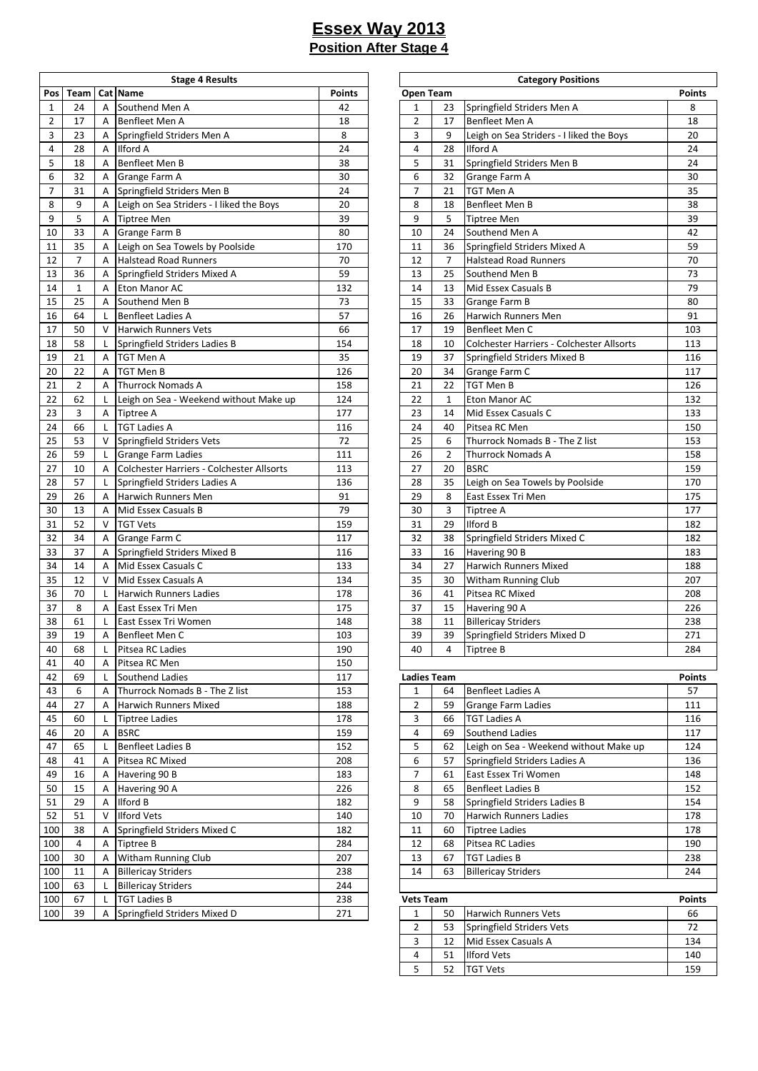# Essex Way 2013

## Position After Stage 4

| Stage 4 Results | | | | |
|---|---|---|---|---|
| Pos | Team | Cat | Name | Points |
| 1 | 24 | A | Southend Men A | 42 |
| 2 | 17 | A | Benfleet Men A | 18 |
| 3 | 23 | A | Springfield Striders Men A | 8 |
| 4 | 28 | A | Ilford A | 24 |
| 5 | 18 | A | Benfleet Men B | 38 |
| 6 | 32 | A | Grange Farm A | 30 |
| 7 | 31 | A | Springfield Striders Men B | 24 |
| 8 | 9 | A | Leigh on Sea Striders - I liked the Boys | 20 |
| 9 | 5 | A | Tiptree Men | 39 |
| 10 | 33 | A | Grange Farm B | 80 |
| 11 | 35 | A | Leigh on Sea Towels by Poolside | 170 |
| 12 | 7 | A | Halstead Road Runners | 70 |
| 13 | 36 | A | Springfield Striders Mixed A | 59 |
| 14 | 1 | A | Eton Manor AC | 132 |
| 15 | 25 | A | Southend Men B | 73 |
| 16 | 64 | L | Benfleet Ladies A | 57 |
| 17 | 50 | V | Harwich Runners Vets | 66 |
| 18 | 58 | L | Springfield Striders Ladies B | 154 |
| 19 | 21 | A | TGT Men A | 35 |
| 20 | 22 | A | TGT Men B | 126 |
| 21 | 2 | A | Thurrock Nomads A | 158 |
| 22 | 62 | L | Leigh on Sea - Weekend without Make up | 124 |
| 23 | 3 | A | Tiptree A | 177 |
| 24 | 66 | L | TGT Ladies A | 116 |
| 25 | 53 | V | Springfield Striders Vets | 72 |
| 26 | 59 | L | Grange Farm Ladies | 111 |
| 27 | 10 | A | Colchester Harriers - Colchester Allsorts | 113 |
| 28 | 57 | L | Springfield Striders Ladies A | 136 |
| 29 | 26 | A | Harwich Runners Men | 91 |
| 30 | 13 | A | Mid Essex Casuals B | 79 |
| 31 | 52 | V | TGT Vets | 159 |
| 32 | 34 | A | Grange Farm C | 117 |
| 33 | 37 | A | Springfield Striders Mixed B | 116 |
| 34 | 14 | A | Mid Essex Casuals C | 133 |
| 35 | 12 | V | Mid Essex Casuals A | 134 |
| 36 | 70 | L | Harwich Runners Ladies | 178 |
| 37 | 8 | A | East Essex Tri Men | 175 |
| 38 | 61 | L | East Essex Tri Women | 148 |
| 39 | 19 | A | Benfleet Men C | 103 |
| 40 | 68 | L | Pitsea RC Ladies | 190 |
| 41 | 40 | A | Pitsea RC Men | 150 |
| 42 | 69 | L | Southend Ladies | 117 |
| 43 | 6 | A | Thurrock Nomads B - The Z list | 153 |
| 44 | 27 | A | Harwich Runners Mixed | 188 |
| 45 | 60 | L | Tiptree Ladies | 178 |
| 46 | 20 | A | BSRC | 159 |
| 47 | 65 | L | Benfleet Ladies B | 152 |
| 48 | 41 | A | Pitsea RC Mixed | 208 |
| 49 | 16 | A | Havering 90 B | 183 |
| 50 | 15 | A | Havering 90 A | 226 |
| 51 | 29 | A | Ilford B | 182 |
| 52 | 51 | V | Ilford Vets | 140 |
| 100 | 38 | A | Springfield Striders Mixed C | 182 |
| 100 | 4 | A | Tiptree B | 284 |
| 100 | 30 | A | Witham Running Club | 207 |
| 100 | 11 | A | Billericay Striders | 238 |
| 100 | 63 | L | Billericay Striders | 244 |
| 100 | 67 | L | TGT Ladies B | 238 |
| 100 | 39 | A | Springfield Striders Mixed D | 271 |

| Category Positions | | | |
|---|---|---|---|
| **Open Team** | | | **Points** |
| 1 | 23 | Springfield Striders Men A | 8 |
| 2 | 17 | Benfleet Men A | 18 |
| 3 | 9 | Leigh on Sea Striders - I liked the Boys | 20 |
| 4 | 28 | Ilford A | 24 |
| 5 | 31 | Springfield Striders Men B | 24 |
| 6 | 32 | Grange Farm A | 30 |
| 7 | 21 | TGT Men A | 35 |
| 8 | 18 | Benfleet Men B | 38 |
| 9 | 5 | Tiptree Men | 39 |
| 10 | 24 | Southend Men A | 42 |
| 11 | 36 | Springfield Striders Mixed A | 59 |
| 12 | 7 | Halstead Road Runners | 70 |
| 13 | 25 | Southend Men B | 73 |
| 14 | 13 | Mid Essex Casuals B | 79 |
| 15 | 33 | Grange Farm B | 80 |
| 16 | 26 | Harwich Runners Men | 91 |
| 17 | 19 | Benfleet Men C | 103 |
| 18 | 10 | Colchester Harriers - Colchester Allsorts | 113 |
| 19 | 37 | Springfield Striders Mixed B | 116 |
| 20 | 34 | Grange Farm C | 117 |
| 21 | 22 | TGT Men B | 126 |
| 22 | 1 | Eton Manor AC | 132 |
| 23 | 14 | Mid Essex Casuals C | 133 |
| 24 | 40 | Pitsea RC Men | 150 |
| 25 | 6 | Thurrock Nomads B - The Z list | 153 |
| 26 | 2 | Thurrock Nomads A | 158 |
| 27 | 20 | BSRC | 159 |
| 28 | 35 | Leigh on Sea Towels by Poolside | 170 |
| 29 | 8 | East Essex Tri Men | 175 |
| 30 | 3 | Tiptree A | 177 |
| 31 | 29 | Ilford B | 182 |
| 32 | 38 | Springfield Striders Mixed C | 182 |
| 33 | 16 | Havering 90 B | 183 |
| 34 | 27 | Harwich Runners Mixed | 188 |
| 35 | 30 | Witham Running Club | 207 |
| 36 | 41 | Pitsea RC Mixed | 208 |
| 37 | 15 | Havering 90 A | 226 |
| 38 | 11 | Billericay Striders | 238 |
| 39 | 39 | Springfield Striders Mixed D | 271 |
| 40 | 4 | Tiptree B | 284 |
| **Ladies Team** | | | **Points** |
| 1 | 64 | Benfleet Ladies A | 57 |
| 2 | 59 | Grange Farm Ladies | 111 |
| 3 | 66 | TGT Ladies A | 116 |
| 4 | 69 | Southend Ladies | 117 |
| 5 | 62 | Leigh on Sea - Weekend without Make up | 124 |
| 6 | 57 | Springfield Striders Ladies A | 136 |
| 7 | 61 | East Essex Tri Women | 148 |
| 8 | 65 | Benfleet Ladies B | 152 |
| 9 | 58 | Springfield Striders Ladies B | 154 |
| 10 | 70 | Harwich Runners Ladies | 178 |
| 11 | 60 | Tiptree Ladies | 178 |
| 12 | 68 | Pitsea RC Ladies | 190 |
| 13 | 67 | TGT Ladies B | 238 |
| 14 | 63 | Billericay Striders | 244 |
| **Vets Team** | | | **Points** |
| 1 | 50 | Harwich Runners Vets | 66 |
| 2 | 53 | Springfield Striders Vets | 72 |
| 3 | 12 | Mid Essex Casuals A | 134 |
| 4 | 51 | Ilford Vets | 140 |
| 5 | 52 | TGT Vets | 159 |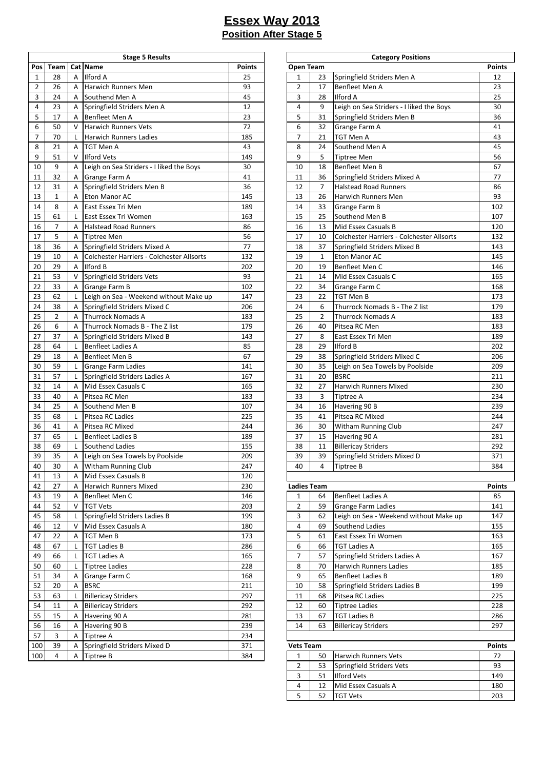# Essex Way 2013

## Position After Stage 5

| Stage 5 Results | | | | |
|---|---|---|---|---|
| Pos | Team | Cat | Name | Points |
| 1 | 28 | A | Ilford A | 25 |
| 2 | 26 | A | Harwich Runners Men | 93 |
| 3 | 24 | A | Southend Men A | 45 |
| 4 | 23 | A | Springfield Striders Men A | 12 |
| 5 | 17 | A | Benfleet Men A | 23 |
| 6 | 50 | V | Harwich Runners Vets | 72 |
| 7 | 70 | L | Harwich Runners Ladies | 185 |
| 8 | 21 | A | TGT Men A | 43 |
| 9 | 51 | V | Ilford Vets | 149 |
| 10 | 9 | A | Leigh on Sea Striders - I liked the Boys | 30 |
| 11 | 32 | A | Grange Farm A | 41 |
| 12 | 31 | A | Springfield Striders Men B | 36 |
| 13 | 1 | A | Eton Manor AC | 145 |
| 14 | 8 | A | East Essex Tri Men | 189 |
| 15 | 61 | L | East Essex Tri Women | 163 |
| 16 | 7 | A | Halstead Road Runners | 86 |
| 17 | 5 | A | Tiptree Men | 56 |
| 18 | 36 | A | Springfield Striders Mixed A | 77 |
| 19 | 10 | A | Colchester Harriers - Colchester Allsorts | 132 |
| 20 | 29 | A | Ilford B | 202 |
| 21 | 53 | V | Springfield Striders Vets | 93 |
| 22 | 33 | A | Grange Farm B | 102 |
| 23 | 62 | L | Leigh on Sea - Weekend without Make up | 147 |
| 24 | 38 | A | Springfield Striders Mixed C | 206 |
| 25 | 2 | A | Thurrock Nomads A | 183 |
| 26 | 6 | A | Thurrock Nomads B - The Z list | 179 |
| 27 | 37 | A | Springfield Striders Mixed B | 143 |
| 28 | 64 | L | Benfleet Ladies A | 85 |
| 29 | 18 | A | Benfleet Men B | 67 |
| 30 | 59 | L | Grange Farm Ladies | 141 |
| 31 | 57 | L | Springfield Striders Ladies A | 167 |
| 32 | 14 | A | Mid Essex Casuals C | 165 |
| 33 | 40 | A | Pitsea RC Men | 183 |
| 34 | 25 | A | Southend Men B | 107 |
| 35 | 68 | L | Pitsea RC Ladies | 225 |
| 36 | 41 | A | Pitsea RC Mixed | 244 |
| 37 | 65 | L | Benfleet Ladies B | 189 |
| 38 | 69 | L | Southend Ladies | 155 |
| 39 | 35 | A | Leigh on Sea Towels by Poolside | 209 |
| 40 | 30 | A | Witham Running Club | 247 |
| 41 | 13 | A | Mid Essex Casuals B | 120 |
| 42 | 27 | A | Harwich Runners Mixed | 230 |
| 43 | 19 | A | Benfleet Men C | 146 |
| 44 | 52 | V | TGT Vets | 203 |
| 45 | 58 | L | Springfield Striders Ladies B | 199 |
| 46 | 12 | V | Mid Essex Casuals A | 180 |
| 47 | 22 | A | TGT Men B | 173 |
| 48 | 67 | L | TGT Ladies B | 286 |
| 49 | 66 | L | TGT Ladies A | 165 |
| 50 | 60 | L | Tiptree Ladies | 228 |
| 51 | 34 | A | Grange Farm C | 168 |
| 52 | 20 | A | BSRC | 211 |
| 53 | 63 | L | Billericay Striders | 297 |
| 54 | 11 | A | Billericay Striders | 292 |
| 55 | 15 | A | Havering 90 A | 281 |
| 56 | 16 | A | Havering 90 B | 239 |
| 57 | 3 | A | Tiptree A | 234 |
| 100 | 39 | A | Springfield Striders Mixed D | 371 |
| 100 | 4 | A | Tiptree B | 384 |

| Category Positions | | | |
|---|---|---|---|
| **Open Team** | | | **Points** |
| 1 | 23 | Springfield Striders Men A | 12 |
| 2 | 17 | Benfleet Men A | 23 |
| 3 | 28 | Ilford A | 25 |
| 4 | 9 | Leigh on Sea Striders - I liked the Boys | 30 |
| 5 | 31 | Springfield Striders Men B | 36 |
| 6 | 32 | Grange Farm A | 41 |
| 7 | 21 | TGT Men A | 43 |
| 8 | 24 | Southend Men A | 45 |
| 9 | 5 | Tiptree Men | 56 |
| 10 | 18 | Benfleet Men B | 67 |
| 11 | 36 | Springfield Striders Mixed A | 77 |
| 12 | 7 | Halstead Road Runners | 86 |
| 13 | 26 | Harwich Runners Men | 93 |
| 14 | 33 | Grange Farm B | 102 |
| 15 | 25 | Southend Men B | 107 |
| 16 | 13 | Mid Essex Casuals B | 120 |
| 17 | 10 | Colchester Harriers - Colchester Allsorts | 132 |
| 18 | 37 | Springfield Striders Mixed B | 143 |
| 19 | 1 | Eton Manor AC | 145 |
| 20 | 19 | Benfleet Men C | 146 |
| 21 | 14 | Mid Essex Casuals C | 165 |
| 22 | 34 | Grange Farm C | 168 |
| 23 | 22 | TGT Men B | 173 |
| 24 | 6 | Thurrock Nomads B - The Z list | 179 |
| 25 | 2 | Thurrock Nomads A | 183 |
| 26 | 40 | Pitsea RC Men | 183 |
| 27 | 8 | East Essex Tri Men | 189 |
| 28 | 29 | Ilford B | 202 |
| 29 | 38 | Springfield Striders Mixed C | 206 |
| 30 | 35 | Leigh on Sea Towels by Poolside | 209 |
| 31 | 20 | BSRC | 211 |
| 32 | 27 | Harwich Runners Mixed | 230 |
| 33 | 3 | Tiptree A | 234 |
| 34 | 16 | Havering 90 B | 239 |
| 35 | 41 | Pitsea RC Mixed | 244 |
| 36 | 30 | Witham Running Club | 247 |
| 37 | 15 | Havering 90 A | 281 |
| 38 | 11 | Billericay Striders | 292 |
| 39 | 39 | Springfield Striders Mixed D | 371 |
| 40 | 4 | Tiptree B | 384 |
| | | | |
| **Ladies Team** | | | **Points** |
| 1 | 64 | Benfleet Ladies A | 85 |
| 2 | 59 | Grange Farm Ladies | 141 |
| 3 | 62 | Leigh on Sea - Weekend without Make up | 147 |
| 4 | 69 | Southend Ladies | 155 |
| 5 | 61 | East Essex Tri Women | 163 |
| 6 | 66 | TGT Ladies A | 165 |
| 7 | 57 | Springfield Striders Ladies A | 167 |
| 8 | 70 | Harwich Runners Ladies | 185 |
| 9 | 65 | Benfleet Ladies B | 189 |
| 10 | 58 | Springfield Striders Ladies B | 199 |
| 11 | 68 | Pitsea RC Ladies | 225 |
| 12 | 60 | Tiptree Ladies | 228 |
| 13 | 67 | TGT Ladies B | 286 |
| 14 | 63 | Billericay Striders | 297 |
| | | | |
| **Vets Team** | | | **Points** |
| 1 | 50 | Harwich Runners Vets | 72 |
| 2 | 53 | Springfield Striders Vets | 93 |
| 3 | 51 | Ilford Vets | 149 |
| 4 | 12 | Mid Essex Casuals A | 180 |
| 5 | 52 | TGT Vets | 203 |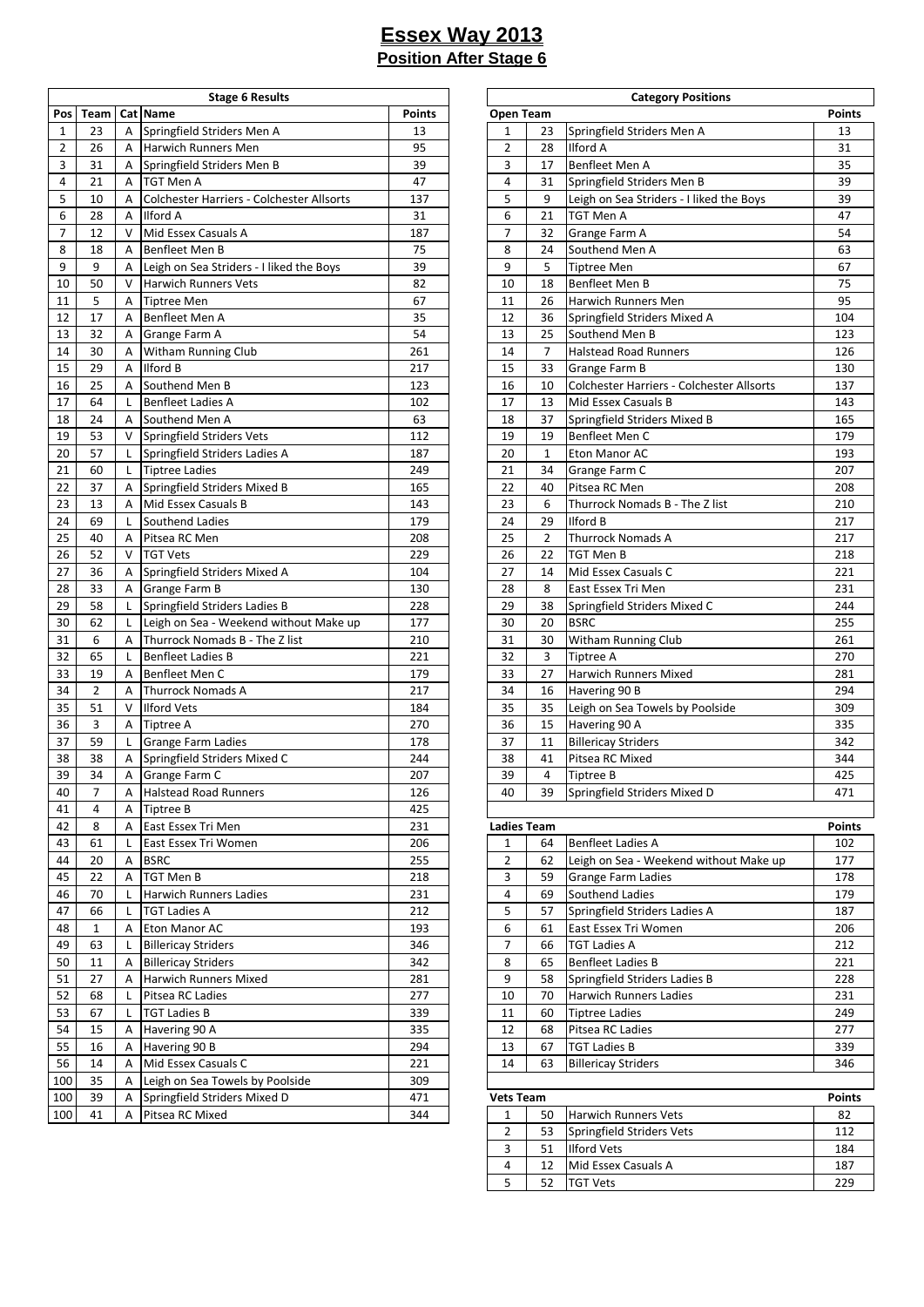# Essex Way 2013

## Position After Stage 6

| Stage 6 Results | | | | |
|---|---|---|---|---|
| Pos | Team | Cat | Name | Points |
| 1 | 23 | A | Springfield Striders Men A | 13 |
| 2 | 26 | A | Harwich Runners Men | 95 |
| 3 | 31 | A | Springfield Striders Men B | 39 |
| 4 | 21 | A | TGT Men A | 47 |
| 5 | 10 | A | Colchester Harriers - Colchester Allsorts | 137 |
| 6 | 28 | A | Ilford A | 31 |
| 7 | 12 | V | Mid Essex Casuals A | 187 |
| 8 | 18 | A | Benfleet Men B | 75 |
| 9 | 9 | A | Leigh on Sea Striders - I liked the Boys | 39 |
| 10 | 50 | V | Harwich Runners Vets | 82 |
| 11 | 5 | A | Tiptree Men | 67 |
| 12 | 17 | A | Benfleet Men A | 35 |
| 13 | 32 | A | Grange Farm A | 54 |
| 14 | 30 | A | Witham Running Club | 261 |
| 15 | 29 | A | Ilford B | 217 |
| 16 | 25 | A | Southend Men B | 123 |
| 17 | 64 | L | Benfleet Ladies A | 102 |
| 18 | 24 | A | Southend Men A | 63 |
| 19 | 53 | V | Springfield Striders Vets | 112 |
| 20 | 57 | L | Springfield Striders Ladies A | 187 |
| 21 | 60 | L | Tiptree Ladies | 249 |
| 22 | 37 | A | Springfield Striders Mixed B | 165 |
| 23 | 13 | A | Mid Essex Casuals B | 143 |
| 24 | 69 | L | Southend Ladies | 179 |
| 25 | 40 | A | Pitsea RC Men | 208 |
| 26 | 52 | V | TGT Vets | 229 |
| 27 | 36 | A | Springfield Striders Mixed A | 104 |
| 28 | 33 | A | Grange Farm B | 130 |
| 29 | 58 | L | Springfield Striders Ladies B | 228 |
| 30 | 62 | L | Leigh on Sea - Weekend without Make up | 177 |
| 31 | 6 | A | Thurrock Nomads B - The Z list | 210 |
| 32 | 65 | L | Benfleet Ladies B | 221 |
| 33 | 19 | A | Benfleet Men C | 179 |
| 34 | 2 | A | Thurrock Nomads A | 217 |
| 35 | 51 | V | Ilford Vets | 184 |
| 36 | 3 | A | Tiptree A | 270 |
| 37 | 59 | L | Grange Farm Ladies | 178 |
| 38 | 38 | A | Springfield Striders Mixed C | 244 |
| 39 | 34 | A | Grange Farm C | 207 |
| 40 | 7 | A | Halstead Road Runners | 126 |
| 41 | 4 | A | Tiptree B | 425 |
| 42 | 8 | A | East Essex Tri Men | 231 |
| 43 | 61 | L | East Essex Tri Women | 206 |
| 44 | 20 | A | BSRC | 255 |
| 45 | 22 | A | TGT Men B | 218 |
| 46 | 70 | L | Harwich Runners Ladies | 231 |
| 47 | 66 | L | TGT Ladies A | 212 |
| 48 | 1 | A | Eton Manor AC | 193 |
| 49 | 63 | L | Billericay Striders | 346 |
| 50 | 11 | A | Billericay Striders | 342 |
| 51 | 27 | A | Harwich Runners Mixed | 281 |
| 52 | 68 | L | Pitsea RC Ladies | 277 |
| 53 | 67 | L | TGT Ladies B | 339 |
| 54 | 15 | A | Havering 90 A | 335 |
| 55 | 16 | A | Havering 90 B | 294 |
| 56 | 14 | A | Mid Essex Casuals C | 221 |
| 100 | 35 | A | Leigh on Sea Towels by Poolside | 309 |
| 100 | 39 | A | Springfield Striders Mixed D | 471 |
| 100 | 41 | A | Pitsea RC Mixed | 344 |

| Category Positions | | | |
|---|---|---|---|
| **Open Team** | | | **Points** |
| 1 | 23 | Springfield Striders Men A | 13 |
| 2 | 28 | Ilford A | 31 |
| 3 | 17 | Benfleet Men A | 35 |
| 4 | 31 | Springfield Striders Men B | 39 |
| 5 | 9 | Leigh on Sea Striders - I liked the Boys | 39 |
| 6 | 21 | TGT Men A | 47 |
| 7 | 32 | Grange Farm A | 54 |
| 8 | 24 | Southend Men A | 63 |
| 9 | 5 | Tiptree Men | 67 |
| 10 | 18 | Benfleet Men B | 75 |
| 11 | 26 | Harwich Runners Men | 95 |
| 12 | 36 | Springfield Striders Mixed A | 104 |
| 13 | 25 | Southend Men B | 123 |
| 14 | 7 | Halstead Road Runners | 126 |
| 15 | 33 | Grange Farm B | 130 |
| 16 | 10 | Colchester Harriers - Colchester Allsorts | 137 |
| 17 | 13 | Mid Essex Casuals B | 143 |
| 18 | 37 | Springfield Striders Mixed B | 165 |
| 19 | 19 | Benfleet Men C | 179 |
| 20 | 1 | Eton Manor AC | 193 |
| 21 | 34 | Grange Farm C | 207 |
| 22 | 40 | Pitsea RC Men | 208 |
| 23 | 6 | Thurrock Nomads B - The Z list | 210 |
| 24 | 29 | Ilford B | 217 |
| 25 | 2 | Thurrock Nomads A | 217 |
| 26 | 22 | TGT Men B | 218 |
| 27 | 14 | Mid Essex Casuals C | 221 |
| 28 | 8 | East Essex Tri Men | 231 |
| 29 | 38 | Springfield Striders Mixed C | 244 |
| 30 | 20 | BSRC | 255 |
| 31 | 30 | Witham Running Club | 261 |
| 32 | 3 | Tiptree A | 270 |
| 33 | 27 | Harwich Runners Mixed | 281 |
| 34 | 16 | Havering 90 B | 294 |
| 35 | 35 | Leigh on Sea Towels by Poolside | 309 |
| 36 | 15 | Havering 90 A | 335 |
| 37 | 11 | Billericay Striders | 342 |
| 38 | 41 | Pitsea RC Mixed | 344 |
| 39 | 4 | Tiptree B | 425 |
| 40 | 39 | Springfield Striders Mixed D | 471 |
| **Ladies Team** | | | **Points** |
| 1 | 64 | Benfleet Ladies A | 102 |
| 2 | 62 | Leigh on Sea - Weekend without Make up | 177 |
| 3 | 59 | Grange Farm Ladies | 178 |
| 4 | 69 | Southend Ladies | 179 |
| 5 | 57 | Springfield Striders Ladies A | 187 |
| 6 | 61 | East Essex Tri Women | 206 |
| 7 | 66 | TGT Ladies A | 212 |
| 8 | 65 | Benfleet Ladies B | 221 |
| 9 | 58 | Springfield Striders Ladies B | 228 |
| 10 | 70 | Harwich Runners Ladies | 231 |
| 11 | 60 | Tiptree Ladies | 249 |
| 12 | 68 | Pitsea RC Ladies | 277 |
| 13 | 67 | TGT Ladies B | 339 |
| 14 | 63 | Billericay Striders | 346 |
| **Vets Team** | | | **Points** |
| 1 | 50 | Harwich Runners Vets | 82 |
| 2 | 53 | Springfield Striders Vets | 112 |
| 3 | 51 | Ilford Vets | 184 |
| 4 | 12 | Mid Essex Casuals A | 187 |
| 5 | 52 | TGT Vets | 229 |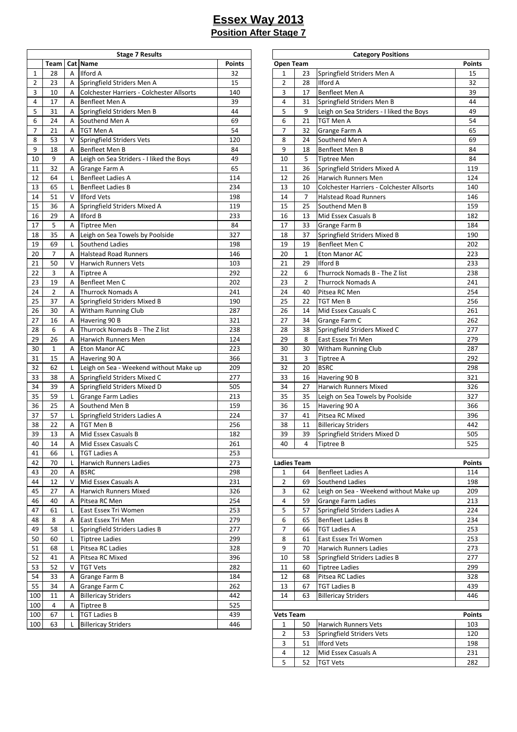# Essex Way 2013

## Position After Stage 7

| Stage 7 Results | | | | |
|---|---|---|---|---|
| | Team | Cat | Name | Points |
| 1 | 28 | A | Ilford A | 32 |
| 2 | 23 | A | Springfield Striders Men A | 15 |
| 3 | 10 | A | Colchester Harriers - Colchester Allsorts | 140 |
| 4 | 17 | A | Benfleet Men A | 39 |
| 5 | 31 | A | Springfield Striders Men B | 44 |
| 6 | 24 | A | Southend Men A | 69 |
| 7 | 21 | A | TGT Men A | 54 |
| 8 | 53 | V | Springfield Striders Vets | 120 |
| 9 | 18 | A | Benfleet Men B | 84 |
| 10 | 9 | A | Leigh on Sea Striders - I liked the Boys | 49 |
| 11 | 32 | A | Grange Farm A | 65 |
| 12 | 64 | L | Benfleet Ladies A | 114 |
| 13 | 65 | L | Benfleet Ladies B | 234 |
| 14 | 51 | V | Ilford Vets | 198 |
| 15 | 36 | A | Springfield Striders Mixed A | 119 |
| 16 | 29 | A | Ilford B | 233 |
| 17 | 5 | A | Tiptree Men | 84 |
| 18 | 35 | A | Leigh on Sea Towels by Poolside | 327 |
| 19 | 69 | L | Southend Ladies | 198 |
| 20 | 7 | A | Halstead Road Runners | 146 |
| 21 | 50 | V | Harwich Runners Vets | 103 |
| 22 | 3 | A | Tiptree A | 292 |
| 23 | 19 | A | Benfleet Men C | 202 |
| 24 | 2 | A | Thurrock Nomads A | 241 |
| 25 | 37 | A | Springfield Striders Mixed B | 190 |
| 26 | 30 | A | Witham Running Club | 287 |
| 27 | 16 | A | Havering 90 B | 321 |
| 28 | 6 | A | Thurrock Nomads B - The Z list | 238 |
| 29 | 26 | A | Harwich Runners Men | 124 |
| 30 | 1 | A | Eton Manor AC | 223 |
| 31 | 15 | A | Havering 90 A | 366 |
| 32 | 62 | L | Leigh on Sea - Weekend without Make up | 209 |
| 33 | 38 | A | Springfield Striders Mixed C | 277 |
| 34 | 39 | A | Springfield Striders Mixed D | 505 |
| 35 | 59 | L | Grange Farm Ladies | 213 |
| 36 | 25 | A | Southend Men B | 159 |
| 37 | 57 | L | Springfield Striders Ladies A | 224 |
| 38 | 22 | A | TGT Men B | 256 |
| 39 | 13 | A | Mid Essex Casuals B | 182 |
| 40 | 14 | A | Mid Essex Casuals C | 261 |
| 41 | 66 | L | TGT Ladies A | 253 |
| 42 | 70 | L | Harwich Runners Ladies | 273 |
| 43 | 20 | A | BSRC | 298 |
| 44 | 12 | V | Mid Essex Casuals A | 231 |
| 45 | 27 | A | Harwich Runners Mixed | 326 |
| 46 | 40 | A | Pitsea RC Men | 254 |
| 47 | 61 | L | East Essex Tri Women | 253 |
| 48 | 8 | A | East Essex Tri Men | 279 |
| 49 | 58 | L | Springfield Striders Ladies B | 277 |
| 50 | 60 | L | Tiptree Ladies | 299 |
| 51 | 68 | L | Pitsea RC Ladies | 328 |
| 52 | 41 | A | Pitsea RC Mixed | 396 |
| 53 | 52 | V | TGT Vets | 282 |
| 54 | 33 | A | Grange Farm B | 184 |
| 55 | 34 | A | Grange Farm C | 262 |
| 100 | 11 | A | Billericay Striders | 442 |
| 100 | 4 | A | Tiptree B | 525 |
| 100 | 67 | L | TGT Ladies B | 439 |
| 100 | 63 | L | Billericay Striders | 446 |

| Category Positions | | | |
|---|---|---|---|
| **Open Team** | | | **Points** |
| 1 | 23 | Springfield Striders Men A | 15 |
| 2 | 28 | Ilford A | 32 |
| 3 | 17 | Benfleet Men A | 39 |
| 4 | 31 | Springfield Striders Men B | 44 |
| 5 | 9 | Leigh on Sea Striders - I liked the Boys | 49 |
| 6 | 21 | TGT Men A | 54 |
| 7 | 32 | Grange Farm A | 65 |
| 8 | 24 | Southend Men A | 69 |
| 9 | 18 | Benfleet Men B | 84 |
| 10 | 5 | Tiptree Men | 84 |
| 11 | 36 | Springfield Striders Mixed A | 119 |
| 12 | 26 | Harwich Runners Men | 124 |
| 13 | 10 | Colchester Harriers - Colchester Allsorts | 140 |
| 14 | 7 | Halstead Road Runners | 146 |
| 15 | 25 | Southend Men B | 159 |
| 16 | 13 | Mid Essex Casuals B | 182 |
| 17 | 33 | Grange Farm B | 184 |
| 18 | 37 | Springfield Striders Mixed B | 190 |
| 19 | 19 | Benfleet Men C | 202 |
| 20 | 1 | Eton Manor AC | 223 |
| 21 | 29 | Ilford B | 233 |
| 22 | 6 | Thurrock Nomads B - The Z list | 238 |
| 23 | 2 | Thurrock Nomads A | 241 |
| 24 | 40 | Pitsea RC Men | 254 |
| 25 | 22 | TGT Men B | 256 |
| 26 | 14 | Mid Essex Casuals C | 261 |
| 27 | 34 | Grange Farm C | 262 |
| 28 | 38 | Springfield Striders Mixed C | 277 |
| 29 | 8 | East Essex Tri Men | 279 |
| 30 | 30 | Witham Running Club | 287 |
| 31 | 3 | Tiptree A | 292 |
| 32 | 20 | BSRC | 298 |
| 33 | 16 | Havering 90 B | 321 |
| 34 | 27 | Harwich Runners Mixed | 326 |
| 35 | 35 | Leigh on Sea Towels by Poolside | 327 |
| 36 | 15 | Havering 90 A | 366 |
| 37 | 41 | Pitsea RC Mixed | 396 |
| 38 | 11 | Billericay Striders | 442 |
| 39 | 39 | Springfield Striders Mixed D | 505 |
| 40 | 4 | Tiptree B | 525 |
| **Ladies Team** | | | **Points** |
| 1 | 64 | Benfleet Ladies A | 114 |
| 2 | 69 | Southend Ladies | 198 |
| 3 | 62 | Leigh on Sea - Weekend without Make up | 209 |
| 4 | 59 | Grange Farm Ladies | 213 |
| 5 | 57 | Springfield Striders Ladies A | 224 |
| 6 | 65 | Benfleet Ladies B | 234 |
| 7 | 66 | TGT Ladies A | 253 |
| 8 | 61 | East Essex Tri Women | 253 |
| 9 | 70 | Harwich Runners Ladies | 273 |
| 10 | 58 | Springfield Striders Ladies B | 277 |
| 11 | 60 | Tiptree Ladies | 299 |
| 12 | 68 | Pitsea RC Ladies | 328 |
| 13 | 67 | TGT Ladies B | 439 |
| 14 | 63 | Billericay Striders | 446 |
| **Vets Team** | | | **Points** |
| 1 | 50 | Harwich Runners Vets | 103 |
| 2 | 53 | Springfield Striders Vets | 120 |
| 3 | 51 | Ilford Vets | 198 |
| 4 | 12 | Mid Essex Casuals A | 231 |
| 5 | 52 | TGT Vets | 282 |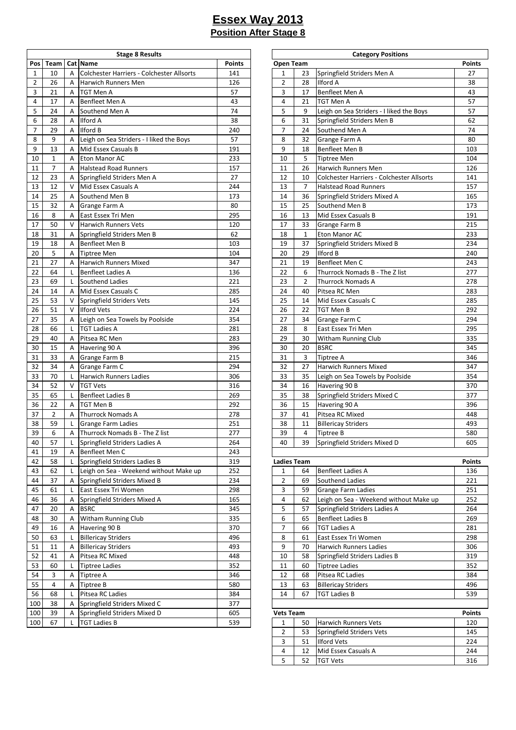# Essex Way 2013

## Position After Stage 8

| Stage 8 Results | | | | |
|---|---|---|---|---|
| Pos | Team | Cat | Name | Points |
| 1 | 10 | A | Colchester Harriers - Colchester Allsorts | 141 |
| 2 | 26 | A | Harwich Runners Men | 126 |
| 3 | 21 | A | TGT Men A | 57 |
| 4 | 17 | A | Benfleet Men A | 43 |
| 5 | 24 | A | Southend Men A | 74 |
| 6 | 28 | A | Ilford A | 38 |
| 7 | 29 | A | Ilford B | 240 |
| 8 | 9 | A | Leigh on Sea Striders - I liked the Boys | 57 |
| 9 | 13 | A | Mid Essex Casuals B | 191 |
| 10 | 1 | A | Eton Manor AC | 233 |
| 11 | 7 | A | Halstead Road Runners | 157 |
| 12 | 23 | A | Springfield Striders Men A | 27 |
| 13 | 12 | V | Mid Essex Casuals A | 244 |
| 14 | 25 | A | Southend Men B | 173 |
| 15 | 32 | A | Grange Farm A | 80 |
| 16 | 8 | A | East Essex Tri Men | 295 |
| 17 | 50 | V | Harwich Runners Vets | 120 |
| 18 | 31 | A | Springfield Striders Men B | 62 |
| 19 | 18 | A | Benfleet Men B | 103 |
| 20 | 5 | A | Tiptree Men | 104 |
| 21 | 27 | A | Harwich Runners Mixed | 347 |
| 22 | 64 | L | Benfleet Ladies A | 136 |
| 23 | 69 | L | Southend Ladies | 221 |
| 24 | 14 | A | Mid Essex Casuals C | 285 |
| 25 | 53 | V | Springfield Striders Vets | 145 |
| 26 | 51 | V | Ilford Vets | 224 |
| 27 | 35 | A | Leigh on Sea Towels by Poolside | 354 |
| 28 | 66 | L | TGT Ladies A | 281 |
| 29 | 40 | A | Pitsea RC Men | 283 |
| 30 | 15 | A | Havering 90 A | 396 |
| 31 | 33 | A | Grange Farm B | 215 |
| 32 | 34 | A | Grange Farm C | 294 |
| 33 | 70 | L | Harwich Runners Ladies | 306 |
| 34 | 52 | V | TGT Vets | 316 |
| 35 | 65 | L | Benfleet Ladies B | 269 |
| 36 | 22 | A | TGT Men B | 292 |
| 37 | 2 | A | Thurrock Nomads A | 278 |
| 38 | 59 | L | Grange Farm Ladies | 251 |
| 39 | 6 | A | Thurrock Nomads B - The Z list | 277 |
| 40 | 57 | L | Springfield Striders Ladies A | 264 |
| 41 | 19 | A | Benfleet Men C | 243 |
| 42 | 58 | L | Springfield Striders Ladies B | 319 |
| 43 | 62 | L | Leigh on Sea - Weekend without Make up | 252 |
| 44 | 37 | A | Springfield Striders Mixed B | 234 |
| 45 | 61 | L | East Essex Tri Women | 298 |
| 46 | 36 | A | Springfield Striders Mixed A | 165 |
| 47 | 20 | A | BSRC | 345 |
| 48 | 30 | A | Witham Running Club | 335 |
| 49 | 16 | A | Havering 90 B | 370 |
| 50 | 63 | L | Billericay Striders | 496 |
| 51 | 11 | A | Billericay Striders | 493 |
| 52 | 41 | A | Pitsea RC Mixed | 448 |
| 53 | 60 | L | Tiptree Ladies | 352 |
| 54 | 3 | A | Tiptree A | 346 |
| 55 | 4 | A | Tiptree B | 580 |
| 56 | 68 | L | Pitsea RC Ladies | 384 |
| 100 | 38 | A | Springfield Striders Mixed C | 377 |
| 100 | 39 | A | Springfield Striders Mixed D | 605 |
| 100 | 67 | L | TGT Ladies B | 539 |

| Category Positions | | | |
|---|---|---|---|
| **Open Team** | | | **Points** |
| 1 | 23 | Springfield Striders Men A | 27 |
| 2 | 28 | Ilford A | 38 |
| 3 | 17 | Benfleet Men A | 43 |
| 4 | 21 | TGT Men A | 57 |
| 5 | 9 | Leigh on Sea Striders - I liked the Boys | 57 |
| 6 | 31 | Springfield Striders Men B | 62 |
| 7 | 24 | Southend Men A | 74 |
| 8 | 32 | Grange Farm A | 80 |
| 9 | 18 | Benfleet Men B | 103 |
| 10 | 5 | Tiptree Men | 104 |
| 11 | 26 | Harwich Runners Men | 126 |
| 12 | 10 | Colchester Harriers - Colchester Allsorts | 141 |
| 13 | 7 | Halstead Road Runners | 157 |
| 14 | 36 | Springfield Striders Mixed A | 165 |
| 15 | 25 | Southend Men B | 173 |
| 16 | 13 | Mid Essex Casuals B | 191 |
| 17 | 33 | Grange Farm B | 215 |
| 18 | 1 | Eton Manor AC | 233 |
| 19 | 37 | Springfield Striders Mixed B | 234 |
| 20 | 29 | Ilford B | 240 |
| 21 | 19 | Benfleet Men C | 243 |
| 22 | 6 | Thurrock Nomads B - The Z list | 277 |
| 23 | 2 | Thurrock Nomads A | 278 |
| 24 | 40 | Pitsea RC Men | 283 |
| 25 | 14 | Mid Essex Casuals C | 285 |
| 26 | 22 | TGT Men B | 292 |
| 27 | 34 | Grange Farm C | 294 |
| 28 | 8 | East Essex Tri Men | 295 |
| 29 | 30 | Witham Running Club | 335 |
| 30 | 20 | BSRC | 345 |
| 31 | 3 | Tiptree A | 346 |
| 32 | 27 | Harwich Runners Mixed | 347 |
| 33 | 35 | Leigh on Sea Towels by Poolside | 354 |
| 34 | 16 | Havering 90 B | 370 |
| 35 | 38 | Springfield Striders Mixed C | 377 |
| 36 | 15 | Havering 90 A | 396 |
| 37 | 41 | Pitsea RC Mixed | 448 |
| 38 | 11 | Billericay Striders | 493 |
| 39 | 4 | Tiptree B | 580 |
| 40 | 39 | Springfield Striders Mixed D | 605 |
| | | | |
| **Ladies Team** | | | **Points** |
| 1 | 64 | Benfleet Ladies A | 136 |
| 2 | 69 | Southend Ladies | 221 |
| 3 | 59 | Grange Farm Ladies | 251 |
| 4 | 62 | Leigh on Sea - Weekend without Make up | 252 |
| 5 | 57 | Springfield Striders Ladies A | 264 |
| 6 | 65 | Benfleet Ladies B | 269 |
| 7 | 66 | TGT Ladies A | 281 |
| 8 | 61 | East Essex Tri Women | 298 |
| 9 | 70 | Harwich Runners Ladies | 306 |
| 10 | 58 | Springfield Striders Ladies B | 319 |
| 11 | 60 | Tiptree Ladies | 352 |
| 12 | 68 | Pitsea RC Ladies | 384 |
| 13 | 63 | Billericay Striders | 496 |
| 14 | 67 | TGT Ladies B | 539 |
| | | | |
| **Vets Team** | | | **Points** |
| 1 | 50 | Harwich Runners Vets | 120 |
| 2 | 53 | Springfield Striders Vets | 145 |
| 3 | 51 | Ilford Vets | 224 |
| 4 | 12 | Mid Essex Casuals A | 244 |
| 5 | 52 | TGT Vets | 316 |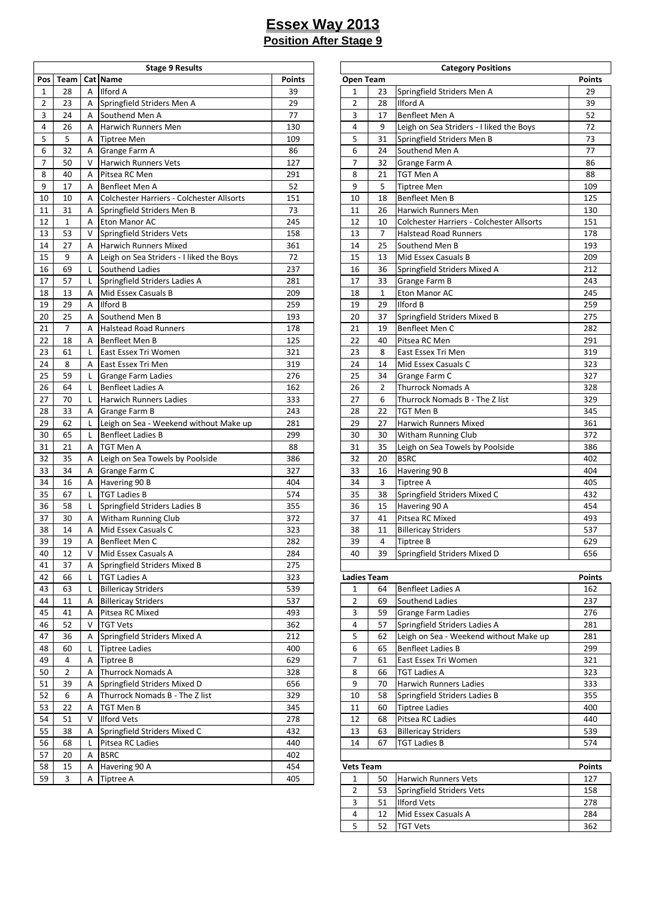# Essex Way 2013

## Position After Stage 9

### Stage 9 Results

| Pos | Team | Cat | Name | Points |
|---|---|---|---|---|
| 1 | 28 | A | Ilford A | 39 |
| 2 | 23 | A | Springfield Striders Men A | 29 |
| 3 | 24 | A | Southend Men A | 77 |
| 4 | 26 | A | Harwich Runners Men | 130 |
| 5 | 5 | A | Tiptree Men | 109 |
| 6 | 32 | A | Grange Farm A | 86 |
| 7 | 50 | V | Harwich Runners Vets | 127 |
| 8 | 40 | A | Pitsea RC Men | 291 |
| 9 | 17 | A | Benfleet Men A | 52 |
| 10 | 10 | A | Colchester Harriers - Colchester Allsorts | 151 |
| 11 | 31 | A | Springfield Striders Men B | 73 |
| 12 | 1 | A | Eton Manor AC | 245 |
| 13 | 53 | V | Springfield Striders Vets | 158 |
| 14 | 27 | A | Harwich Runners Mixed | 361 |
| 15 | 9 | A | Leigh on Sea Striders - I liked the Boys | 72 |
| 16 | 69 | L | Southend Ladies | 237 |
| 17 | 57 | L | Springfield Striders Ladies A | 281 |
| 18 | 13 | A | Mid Essex Casuals B | 209 |
| 19 | 29 | A | Ilford B | 259 |
| 20 | 25 | A | Southend Men B | 193 |
| 21 | 7 | A | Halstead Road Runners | 178 |
| 22 | 18 | A | Benfleet Men B | 125 |
| 23 | 61 | L | East Essex Tri Women | 321 |
| 24 | 8 | A | East Essex Tri Men | 319 |
| 25 | 59 | L | Grange Farm Ladies | 276 |
| 26 | 64 | L | Benfleet Ladies A | 162 |
| 27 | 70 | L | Harwich Runners Ladies | 333 |
| 28 | 33 | A | Grange Farm B | 243 |
| 29 | 62 | L | Leigh on Sea - Weekend without Make up | 281 |
| 30 | 65 | L | Benfleet Ladies B | 299 |
| 31 | 21 | A | TGT Men A | 88 |
| 32 | 35 | A | Leigh on Sea Towels by Poolside | 386 |
| 33 | 34 | A | Grange Farm C | 327 |
| 34 | 16 | A | Havering 90 B | 404 |
| 35 | 67 | L | TGT Ladies B | 574 |
| 36 | 58 | L | Springfield Striders Ladies B | 355 |
| 37 | 30 | A | Witham Running Club | 372 |
| 38 | 14 | A | Mid Essex Casuals C | 323 |
| 39 | 19 | A | Benfleet Men C | 282 |
| 40 | 12 | V | Mid Essex Casuals A | 284 |
| 41 | 37 | A | Springfield Striders Mixed B | 275 |
| 42 | 66 | L | TGT Ladies A | 323 |
| 43 | 63 | L | Billericay Striders | 539 |
| 44 | 11 | A | Billericay Striders | 537 |
| 45 | 41 | A | Pitsea RC Mixed | 493 |
| 46 | 52 | V | TGT Vets | 362 |
| 47 | 36 | A | Springfield Striders Mixed A | 212 |
| 48 | 60 | L | Tiptree Ladies | 400 |
| 49 | 4 | A | Tiptree B | 629 |
| 50 | 2 | A | Thurrock Nomads A | 328 |
| 51 | 39 | A | Springfield Striders Mixed D | 656 |
| 52 | 6 | A | Thurrock Nomads B - The Z list | 329 |
| 53 | 22 | A | TGT Men B | 345 |
| 54 | 51 | V | Ilford Vets | 278 |
| 55 | 38 | A | Springfield Striders Mixed C | 432 |
| 56 | 68 | L | Pitsea RC Ladies | 440 |
| 57 | 20 | A | BSRC | 402 |
| 58 | 15 | A | Havering 90 A | 454 |
| 59 | 3 | A | Tiptree A | 405 |

### Category Positions

| Open Team | | | Points |
|---|---|---|---|
| 1 | 23 | Springfield Striders Men A | 29 |
| 2 | 28 | Ilford A | 39 |
| 3 | 17 | Benfleet Men A | 52 |
| 4 | 9 | Leigh on Sea Striders - I liked the Boys | 72 |
| 5 | 31 | Springfield Striders Men B | 73 |
| 6 | 24 | Southend Men A | 77 |
| 7 | 32 | Grange Farm A | 86 |
| 8 | 21 | TGT Men A | 88 |
| 9 | 5 | Tiptree Men | 109 |
| 10 | 18 | Benfleet Men B | 125 |
| 11 | 26 | Harwich Runners Men | 130 |
| 12 | 10 | Colchester Harriers - Colchester Allsorts | 151 |
| 13 | 7 | Halstead Road Runners | 178 |
| 14 | 25 | Southend Men B | 193 |
| 15 | 13 | Mid Essex Casuals B | 209 |
| 16 | 36 | Springfield Striders Mixed A | 212 |
| 17 | 33 | Grange Farm B | 243 |
| 18 | 1 | Eton Manor AC | 245 |
| 19 | 29 | Ilford B | 259 |
| 20 | 37 | Springfield Striders Mixed B | 275 |
| 21 | 19 | Benfleet Men C | 282 |
| 22 | 40 | Pitsea RC Men | 291 |
| 23 | 8 | East Essex Tri Men | 319 |
| 24 | 14 | Mid Essex Casuals C | 323 |
| 25 | 34 | Grange Farm C | 327 |
| 26 | 2 | Thurrock Nomads A | 328 |
| 27 | 6 | Thurrock Nomads B - The Z list | 329 |
| 28 | 22 | TGT Men B | 345 |
| 29 | 27 | Harwich Runners Mixed | 361 |
| 30 | 30 | Witham Running Club | 372 |
| 31 | 35 | Leigh on Sea Towels by Poolside | 386 |
| 32 | 20 | BSRC | 402 |
| 33 | 16 | Havering 90 B | 404 |
| 34 | 3 | Tiptree A | 405 |
| 35 | 38 | Springfield Striders Mixed C | 432 |
| 36 | 15 | Havering 90 A | 454 |
| 37 | 41 | Pitsea RC Mixed | 493 |
| 38 | 11 | Billericay Striders | 537 |
| 39 | 4 | Tiptree B | 629 |
| 40 | 39 | Springfield Striders Mixed D | 656 |

| Ladies Team | | | Points |
|---|---|---|---|
| 1 | 64 | Benfleet Ladies A | 162 |
| 2 | 69 | Southend Ladies | 237 |
| 3 | 59 | Grange Farm Ladies | 276 |
| 4 | 57 | Springfield Striders Ladies A | 281 |
| 5 | 62 | Leigh on Sea - Weekend without Make up | 281 |
| 6 | 65 | Benfleet Ladies B | 299 |
| 7 | 61 | East Essex Tri Women | 321 |
| 8 | 66 | TGT Ladies A | 323 |
| 9 | 70 | Harwich Runners Ladies | 333 |
| 10 | 58 | Springfield Striders Ladies B | 355 |
| 11 | 60 | Tiptree Ladies | 400 |
| 12 | 68 | Pitsea RC Ladies | 440 |
| 13 | 63 | Billericay Striders | 539 |
| 14 | 67 | TGT Ladies B | 574 |

| Vets Team | | | Points |
|---|---|---|---|
| 1 | 50 | Harwich Runners Vets | 127 |
| 2 | 53 | Springfield Striders Vets | 158 |
| 3 | 51 | Ilford Vets | 278 |
| 4 | 12 | Mid Essex Casuals A | 284 |
| 5 | 52 | TGT Vets | 362 |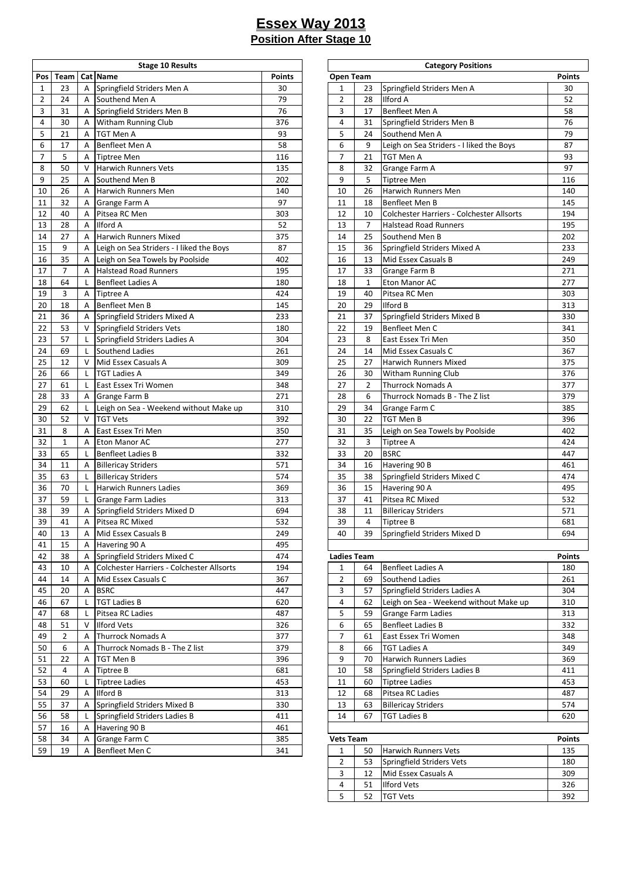# Essex Way 2013

## Position After Stage 10

| Stage 10 Results | | | | |
|---|---|---|---|---|
| Pos | Team | Cat | Name | Points |
| 1 | 23 | A | Springfield Striders Men A | 30 |
| 2 | 24 | A | Southend Men A | 79 |
| 3 | 31 | A | Springfield Striders Men B | 76 |
| 4 | 30 | A | Witham Running Club | 376 |
| 5 | 21 | A | TGT Men A | 93 |
| 6 | 17 | A | Benfleet Men A | 58 |
| 7 | 5 | A | Tiptree Men | 116 |
| 8 | 50 | V | Harwich Runners Vets | 135 |
| 9 | 25 | A | Southend Men B | 202 |
| 10 | 26 | A | Harwich Runners Men | 140 |
| 11 | 32 | A | Grange Farm A | 97 |
| 12 | 40 | A | Pitsea RC Men | 303 |
| 13 | 28 | A | Ilford A | 52 |
| 14 | 27 | A | Harwich Runners Mixed | 375 |
| 15 | 9 | A | Leigh on Sea Striders - I liked the Boys | 87 |
| 16 | 35 | A | Leigh on Sea Towels by Poolside | 402 |
| 17 | 7 | A | Halstead Road Runners | 195 |
| 18 | 64 | L | Benfleet Ladies A | 180 |
| 19 | 3 | A | Tiptree A | 424 |
| 20 | 18 | A | Benfleet Men B | 145 |
| 21 | 36 | A | Springfield Striders Mixed A | 233 |
| 22 | 53 | V | Springfield Striders Vets | 180 |
| 23 | 57 | L | Springfield Striders Ladies A | 304 |
| 24 | 69 | L | Southend Ladies | 261 |
| 25 | 12 | V | Mid Essex Casuals A | 309 |
| 26 | 66 | L | TGT Ladies A | 349 |
| 27 | 61 | L | East Essex Tri Women | 348 |
| 28 | 33 | A | Grange Farm B | 271 |
| 29 | 62 | L | Leigh on Sea - Weekend without Make up | 310 |
| 30 | 52 | V | TGT Vets | 392 |
| 31 | 8 | A | East Essex Tri Men | 350 |
| 32 | 1 | A | Eton Manor AC | 277 |
| 33 | 65 | L | Benfleet Ladies B | 332 |
| 34 | 11 | A | Billericay Striders | 571 |
| 35 | 63 | L | Billericay Striders | 574 |
| 36 | 70 | L | Harwich Runners Ladies | 369 |
| 37 | 59 | L | Grange Farm Ladies | 313 |
| 38 | 39 | A | Springfield Striders Mixed D | 694 |
| 39 | 41 | A | Pitsea RC Mixed | 532 |
| 40 | 13 | A | Mid Essex Casuals B | 249 |
| 41 | 15 | A | Havering 90 A | 495 |
| 42 | 38 | A | Springfield Striders Mixed C | 474 |
| 43 | 10 | A | Colchester Harriers - Colchester Allsorts | 194 |
| 44 | 14 | A | Mid Essex Casuals C | 367 |
| 45 | 20 | A | BSRC | 447 |
| 46 | 67 | L | TGT Ladies B | 620 |
| 47 | 68 | L | Pitsea RC Ladies | 487 |
| 48 | 51 | V | Ilford Vets | 326 |
| 49 | 2 | A | Thurrock Nomads A | 377 |
| 50 | 6 | A | Thurrock Nomads B - The Z list | 379 |
| 51 | 22 | A | TGT Men B | 396 |
| 52 | 4 | A | Tiptree B | 681 |
| 53 | 60 | L | Tiptree Ladies | 453 |
| 54 | 29 | A | Ilford B | 313 |
| 55 | 37 | A | Springfield Striders Mixed B | 330 |
| 56 | 58 | L | Springfield Striders Ladies B | 411 |
| 57 | 16 | A | Havering 90 B | 461 |
| 58 | 34 | A | Grange Farm C | 385 |
| 59 | 19 | A | Benfleet Men C | 341 |

| Category Positions | | | |
|---|---|---|---|
| **Open Team** | | | **Points** |
| 1 | 23 | Springfield Striders Men A | 30 |
| 2 | 28 | Ilford A | 52 |
| 3 | 17 | Benfleet Men A | 58 |
| 4 | 31 | Springfield Striders Men B | 76 |
| 5 | 24 | Southend Men A | 79 |
| 6 | 9 | Leigh on Sea Striders - I liked the Boys | 87 |
| 7 | 21 | TGT Men A | 93 |
| 8 | 32 | Grange Farm A | 97 |
| 9 | 5 | Tiptree Men | 116 |
| 10 | 26 | Harwich Runners Men | 140 |
| 11 | 18 | Benfleet Men B | 145 |
| 12 | 10 | Colchester Harriers - Colchester Allsorts | 194 |
| 13 | 7 | Halstead Road Runners | 195 |
| 14 | 25 | Southend Men B | 202 |
| 15 | 36 | Springfield Striders Mixed A | 233 |
| 16 | 13 | Mid Essex Casuals B | 249 |
| 17 | 33 | Grange Farm B | 271 |
| 18 | 1 | Eton Manor AC | 277 |
| 19 | 40 | Pitsea RC Men | 303 |
| 20 | 29 | Ilford B | 313 |
| 21 | 37 | Springfield Striders Mixed B | 330 |
| 22 | 19 | Benfleet Men C | 341 |
| 23 | 8 | East Essex Tri Men | 350 |
| 24 | 14 | Mid Essex Casuals C | 367 |
| 25 | 27 | Harwich Runners Mixed | 375 |
| 26 | 30 | Witham Running Club | 376 |
| 27 | 2 | Thurrock Nomads A | 377 |
| 28 | 6 | Thurrock Nomads B - The Z list | 379 |
| 29 | 34 | Grange Farm C | 385 |
| 30 | 22 | TGT Men B | 396 |
| 31 | 35 | Leigh on Sea Towels by Poolside | 402 |
| 32 | 3 | Tiptree A | 424 |
| 33 | 20 | BSRC | 447 |
| 34 | 16 | Havering 90 B | 461 |
| 35 | 38 | Springfield Striders Mixed C | 474 |
| 36 | 15 | Havering 90 A | 495 |
| 37 | 41 | Pitsea RC Mixed | 532 |
| 38 | 11 | Billericay Striders | 571 |
| 39 | 4 | Tiptree B | 681 |
| 40 | 39 | Springfield Striders Mixed D | 694 |
| | | | |
| **Ladies Team** | | | **Points** |
| 1 | 64 | Benfleet Ladies A | 180 |
| 2 | 69 | Southend Ladies | 261 |
| 3 | 57 | Springfield Striders Ladies A | 304 |
| 4 | 62 | Leigh on Sea - Weekend without Make up | 310 |
| 5 | 59 | Grange Farm Ladies | 313 |
| 6 | 65 | Benfleet Ladies B | 332 |
| 7 | 61 | East Essex Tri Women | 348 |
| 8 | 66 | TGT Ladies A | 349 |
| 9 | 70 | Harwich Runners Ladies | 369 |
| 10 | 58 | Springfield Striders Ladies B | 411 |
| 11 | 60 | Tiptree Ladies | 453 |
| 12 | 68 | Pitsea RC Ladies | 487 |
| 13 | 63 | Billericay Striders | 574 |
| 14 | 67 | TGT Ladies B | 620 |
| | | | |
| **Vets Team** | | | **Points** |
| 1 | 50 | Harwich Runners Vets | 135 |
| 2 | 53 | Springfield Striders Vets | 180 |
| 3 | 12 | Mid Essex Casuals A | 309 |
| 4 | 51 | Ilford Vets | 326 |
| 5 | 52 | TGT Vets | 392 |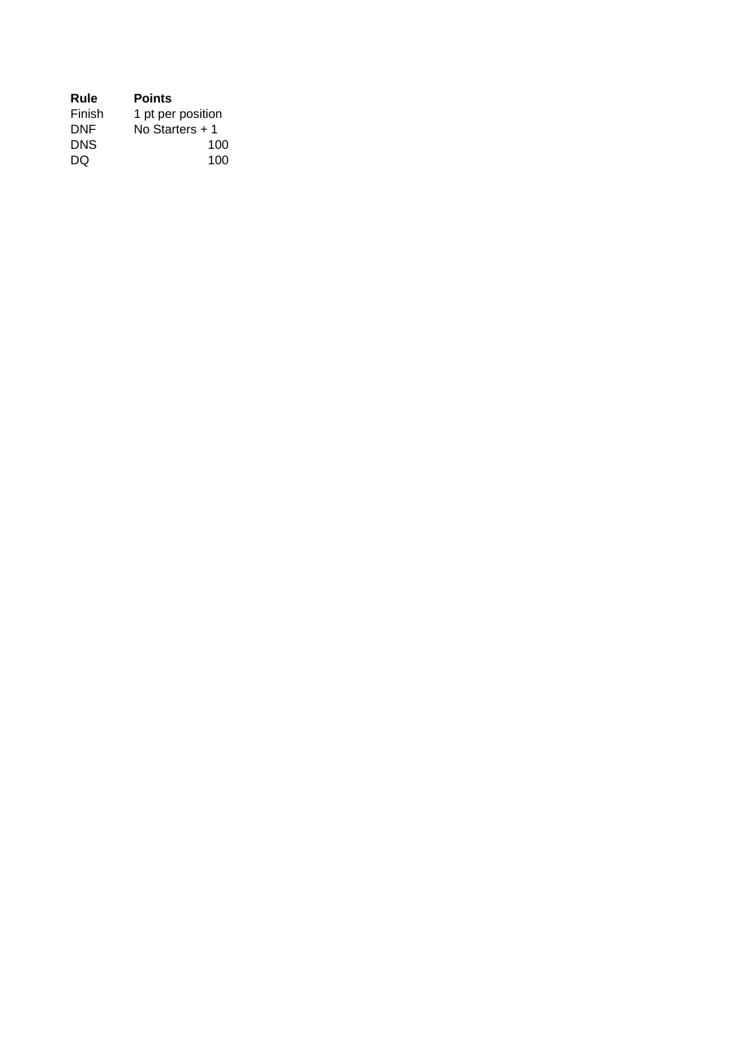| Rule | Points |
| --- | --- |
| Finish | 1 pt per position |
| DNF | No Starters + 1 |
| DNS | 100 |
| DQ | 100 |